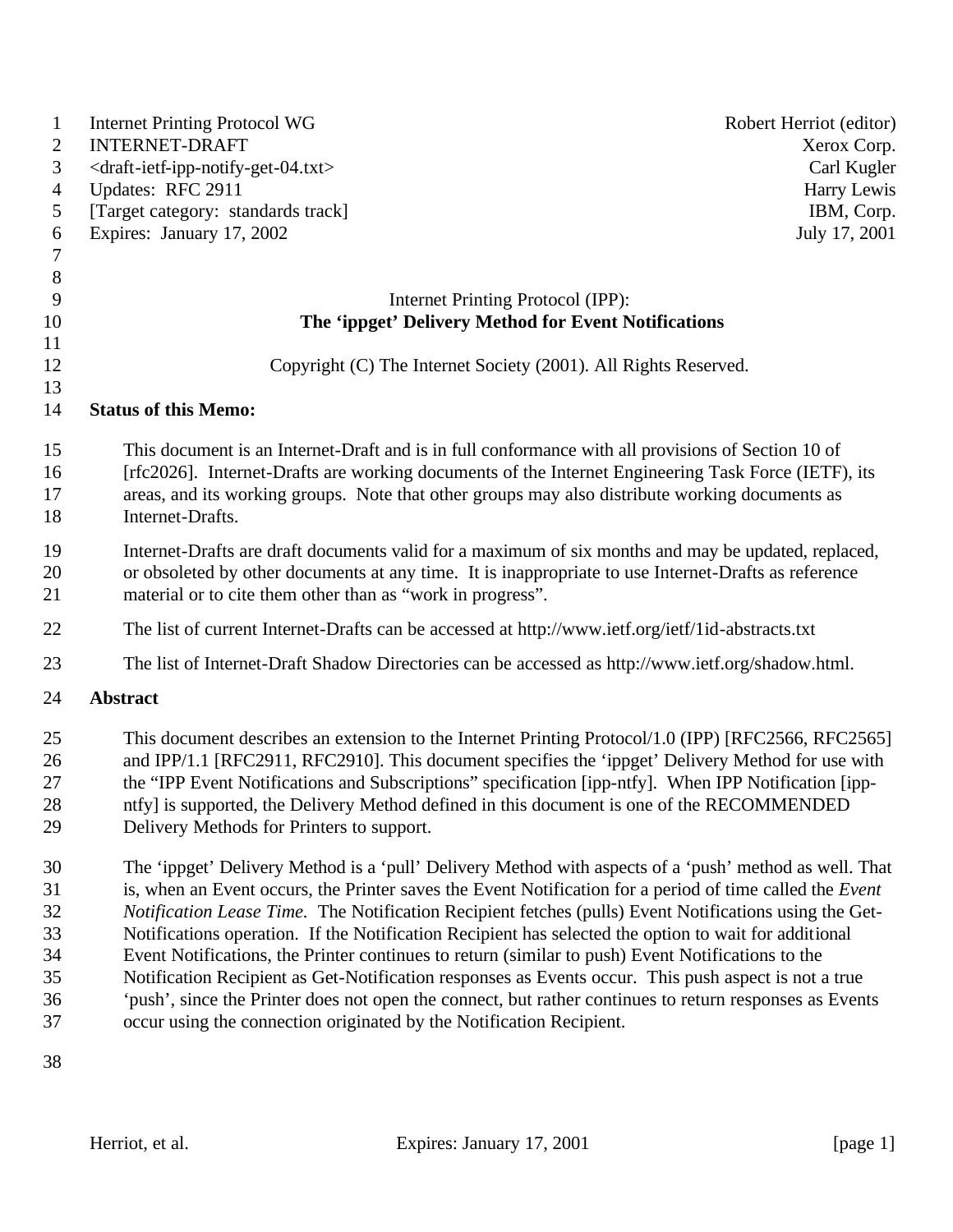Internet Printing Protocol WG Robert Herriot (editor)
INTERNET-DRAFT Xerox Corp.
<draft-ietf-ipp-notify-get-04.txt> Carl Kugler
Updates: RFC 2911 Harry Lewis
[Target category: standards track] IBM, Corp.
Expires: January 17, 2002 July 17, 2001

# Internet Printing Protocol (IPP): **The 'ippget' Delivery Method for Event Notifications**

Copyright (C) The Internet Society (2001). All Rights Reserved.

## Status of this Memo:

This document is an Internet-Draft and is in full conformance with all provisions of Section 10 of [rfc2026]. Internet-Drafts are working documents of the Internet Engineering Task Force (IETF), its areas, and its working groups. Note that other groups may also distribute working documents as Internet-Drafts.

Internet-Drafts are draft documents valid for a maximum of six months and may be updated, replaced, or obsoleted by other documents at any time. It is inappropriate to use Internet-Drafts as reference material or to cite them other than as "work in progress".

The list of current Internet-Drafts can be accessed at http://www.ietf.org/ietf/1id-abstracts.txt

The list of Internet-Draft Shadow Directories can be accessed as http://www.ietf.org/shadow.html.

## Abstract

This document describes an extension to the Internet Printing Protocol/1.0 (IPP) [RFC2566, RFC2565] and IPP/1.1 [RFC2911, RFC2910]. This document specifies the 'ippget' Delivery Method for use with the "IPP Event Notifications and Subscriptions" specification [ipp-ntfy]. When IPP Notification [ipp-ntfy] is supported, the Delivery Method defined in this document is one of the RECOMMENDED Delivery Methods for Printers to support.

The 'ippget' Delivery Method is a 'pull' Delivery Method with aspects of a 'push' method as well. That is, when an Event occurs, the Printer saves the Event Notification for a period of time called the *Event Notification Lease Time*. The Notification Recipient fetches (pulls) Event Notifications using the Get-Notifications operation. If the Notification Recipient has selected the option to wait for additional Event Notifications, the Printer continues to return (similar to push) Event Notifications to the Notification Recipient as Get-Notification responses as Events occur. This push aspect is not a true 'push', since the Printer does not open the connect, but rather continues to return responses as Events occur using the connection originated by the Notification Recipient.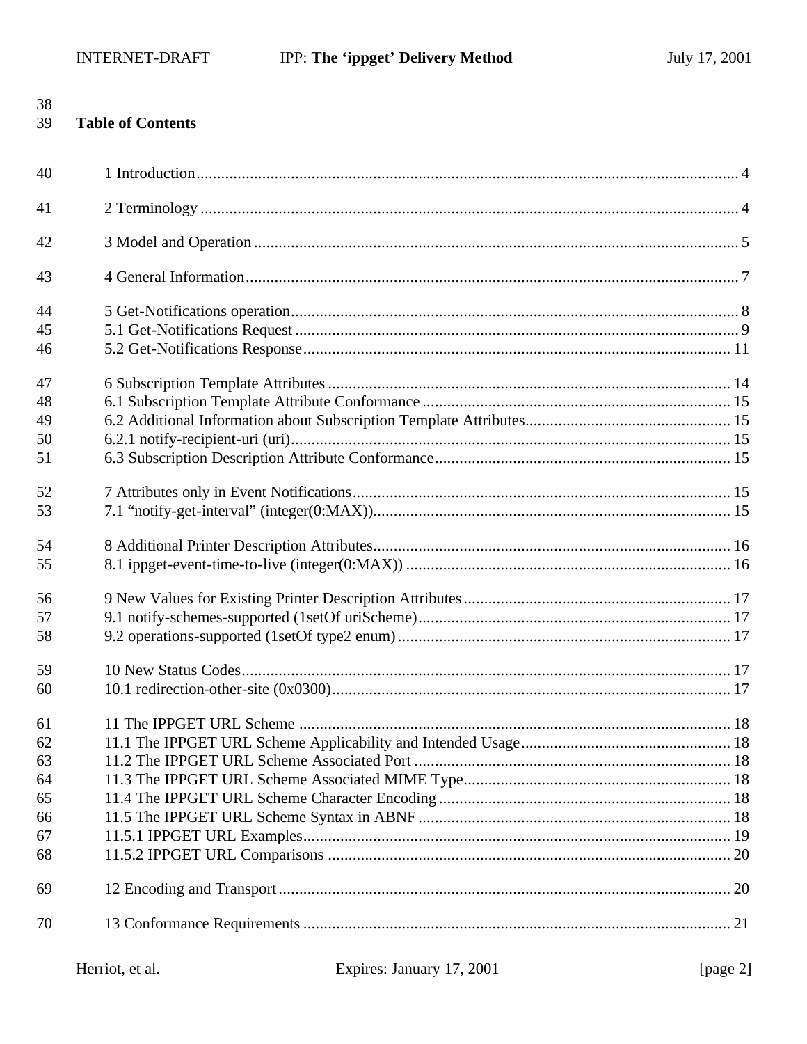**Table of Contents**

1 Introduction........................................................................................................................4

2 Terminology ........................................................................................................................4

3 Model and Operation ..........................................................................................................5

4 General Information.............................................................................................................7

5 Get-Notifications operation.................................................................................................8
5.1 Get-Notifications Request ................................................................................................9
5.2 Get-Notifications Response.............................................................................................11

6 Subscription Template Attributes .......................................................................................14
6.1 Subscription Template Attribute Conformance ................................................................15
6.2 Additional Information about Subscription Template Attributes......................................15
6.2.1 notify-recipient-uri (uri)...............................................................................................15
6.3 Subscription Description Attribute Conformance............................................................15

7 Attributes only in Event Notifications................................................................................15
7.1 "notify-get-interval" (integer(0:MAX))...........................................................................15

8 Additional Printer Description Attributes...........................................................................16
8.1 ippget-event-time-to-live (integer(0:MAX)) ...................................................................16

9 New Values for Existing Printer Description Attributes.....................................................17
9.1 notify-schemes-supported (1setOf uriScheme)................................................................17
9.2 operations-supported (1setOf type2 enum).....................................................................17

10 New Status Codes.............................................................................................................17
10.1 redirection-other-site (0x0300)......................................................................................17

11 The IPPGET URL Scheme ..............................................................................................18
11.1 The IPPGET URL Scheme Applicability and Intended Usage.......................................18
11.2 The IPPGET URL Scheme Associated Port .................................................................18
11.3 The IPPGET URL Scheme Associated MIME Type.....................................................18
11.4 The IPPGET URL Scheme Character Encoding ...........................................................18
11.5 The IPPGET URL Scheme Syntax in ABNF ................................................................18
11.5.1 IPPGET URL Examples.............................................................................................19
11.5.2 IPPGET URL Comparisons ........................................................................................20

12 Encoding and Transport....................................................................................................20

13 Conformance Requirements ..............................................................................................21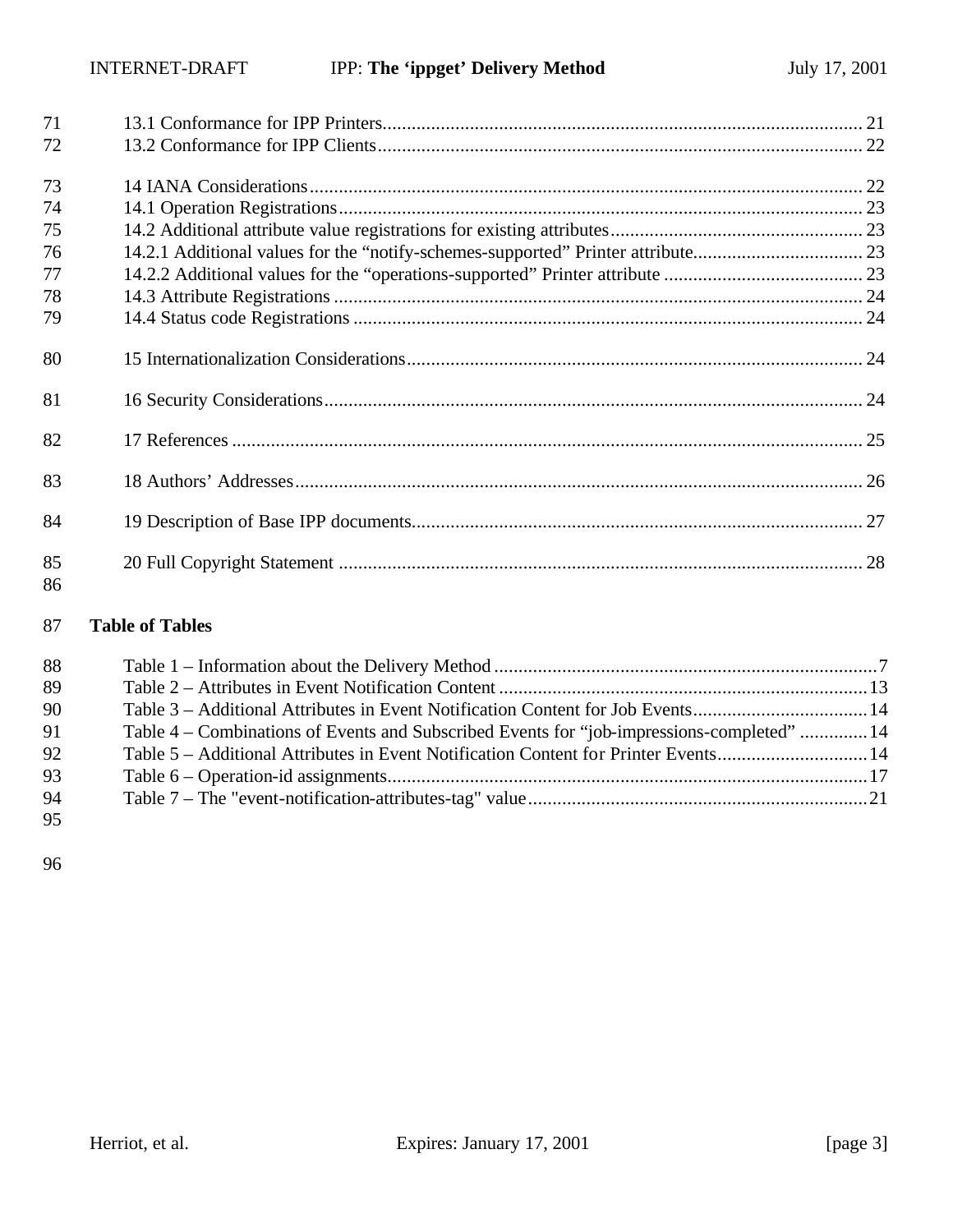13.1 Conformance for IPP Printers.................................................................................................. 21
13.2 Conformance for IPP Clients................................................................................................... 22

14 IANA Considerations................................................................................................................. 22
14.1 Operation Registrations........................................................................................................... 23
14.2 Additional attribute value registrations for existing attributes................................................... 23
14.2.1 Additional values for the “notify-schemes-supported” Printer attribute.................................. 23
14.2.2 Additional values for the “operations-supported” Printer attribute ......................................... 23
14.3 Attribute Registrations ............................................................................................................ 24
14.4 Status code Registrations ........................................................................................................ 24

15 Internationalization Considerations............................................................................................. 24

16 Security Considerations.............................................................................................................. 24

17 References ................................................................................................................................. 25

18 Authors’ Addresses.................................................................................................................... 26

19 Description of Base IPP documents............................................................................................ 27

20 Full Copyright Statement ........................................................................................................... 28

**Table of Tables**

Table 1 – Information about the Delivery Method ..............................................................................7
Table 2 – Attributes in Event Notification Content ............................................................................13
Table 3 – Additional Attributes in Event Notification Content for Job Events....................................14
Table 4 – Combinations of Events and Subscribed Events for “job-impressions-completed” ..............14
Table 5 – Additional Attributes in Event Notification Content for Printer Events...............................14
Table 6 – Operation-id assignments...................................................................................................17
Table 7 – The "event-notification-attributes-tag" value......................................................................21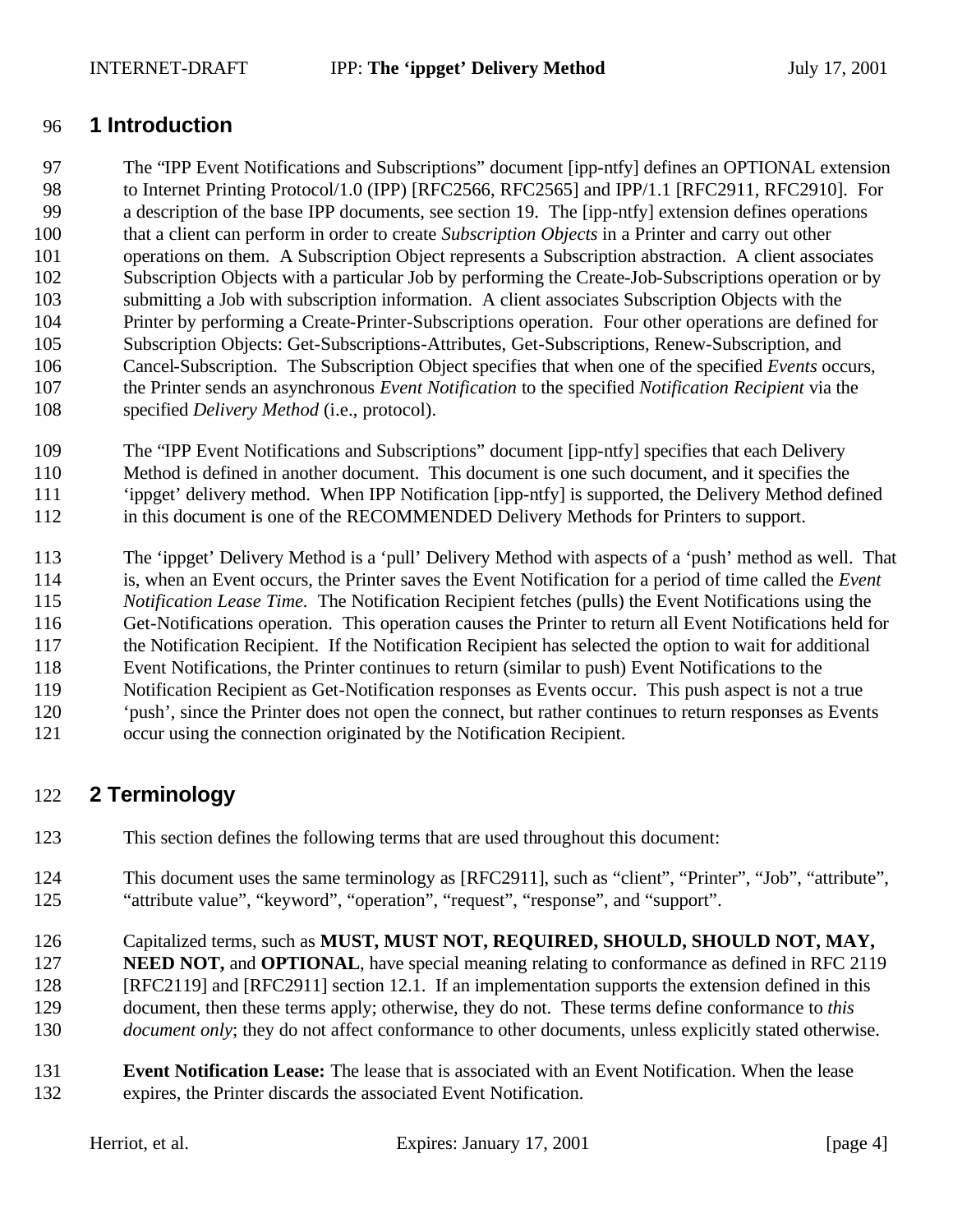# 1 Introduction

The "IPP Event Notifications and Subscriptions" document [ipp-ntfy] defines an OPTIONAL extension to Internet Printing Protocol/1.0 (IPP) [RFC2566, RFC2565] and IPP/1.1 [RFC2911, RFC2910]. For a description of the base IPP documents, see section 19. The [ipp-ntfy] extension defines operations that a client can perform in order to create *Subscription Objects* in a Printer and carry out other operations on them. A Subscription Object represents a Subscription abstraction. A client associates Subscription Objects with a particular Job by performing the Create-Job-Subscriptions operation or by submitting a Job with subscription information. A client associates Subscription Objects with the Printer by performing a Create-Printer-Subscriptions operation. Four other operations are defined for Subscription Objects: Get-Subscriptions-Attributes, Get-Subscriptions, Renew-Subscription, and Cancel-Subscription. The Subscription Object specifies that when one of the specified *Events* occurs, the Printer sends an asynchronous *Event Notification* to the specified *Notification Recipient* via the specified *Delivery Method* (i.e., protocol).

The "IPP Event Notifications and Subscriptions" document [ipp-ntfy] specifies that each Delivery Method is defined in another document. This document is one such document, and it specifies the 'ippget' delivery method. When IPP Notification [ipp-ntfy] is supported, the Delivery Method defined in this document is one of the RECOMMENDED Delivery Methods for Printers to support.

The 'ippget' Delivery Method is a 'pull' Delivery Method with aspects of a 'push' method as well. That is, when an Event occurs, the Printer saves the Event Notification for a period of time called the *Event Notification Lease Time*. The Notification Recipient fetches (pulls) the Event Notifications using the Get-Notifications operation. This operation causes the Printer to return all Event Notifications held for the Notification Recipient. If the Notification Recipient has selected the option to wait for additional Event Notifications, the Printer continues to return (similar to push) Event Notifications to the Notification Recipient as Get-Notification responses as Events occur. This push aspect is not a true 'push', since the Printer does not open the connect, but rather continues to return responses as Events occur using the connection originated by the Notification Recipient.

# 2 Terminology

This section defines the following terms that are used throughout this document:

This document uses the same terminology as [RFC2911], such as "client", "Printer", "Job", "attribute", "attribute value", "keyword", "operation", "request", "response", and "support".

Capitalized terms, such as **MUST, MUST NOT, REQUIRED, SHOULD, SHOULD NOT, MAY, NEED NOT,** and **OPTIONAL**, have special meaning relating to conformance as defined in RFC 2119 [RFC2119] and [RFC2911] section 12.1. If an implementation supports the extension defined in this document, then these terms apply; otherwise, they do not. These terms define conformance to *this document only*; they do not affect conformance to other documents, unless explicitly stated otherwise.

**Event Notification Lease:** The lease that is associated with an Event Notification. When the lease expires, the Printer discards the associated Event Notification.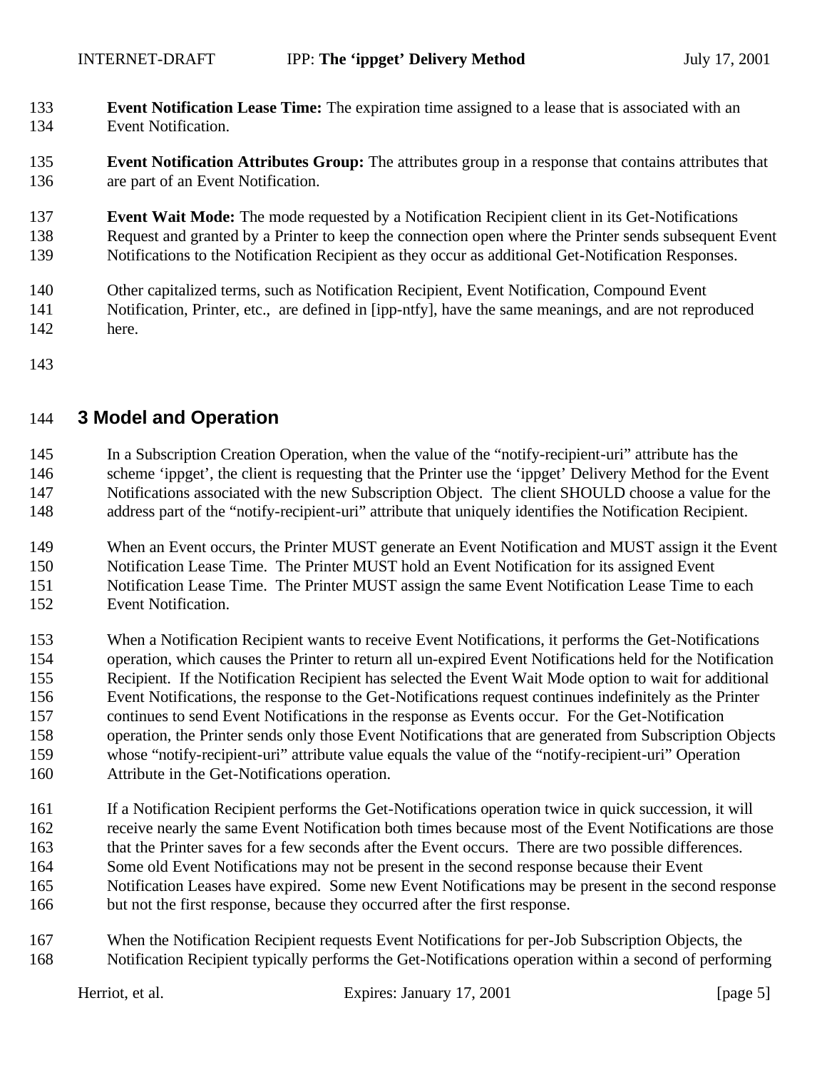**Event Notification Lease Time:** The expiration time assigned to a lease that is associated with an Event Notification.

**Event Notification Attributes Group:** The attributes group in a response that contains attributes that are part of an Event Notification.

**Event Wait Mode:** The mode requested by a Notification Recipient client in its Get-Notifications Request and granted by a Printer to keep the connection open where the Printer sends subsequent Event Notifications to the Notification Recipient as they occur as additional Get-Notification Responses.

Other capitalized terms, such as Notification Recipient, Event Notification, Compound Event Notification, Printer, etc., are defined in [ipp-ntfy], have the same meanings, and are not reproduced here.

# 3 Model and Operation

In a Subscription Creation Operation, when the value of the "notify-recipient-uri" attribute has the scheme 'ippget', the client is requesting that the Printer use the 'ippget' Delivery Method for the Event Notifications associated with the new Subscription Object. The client SHOULD choose a value for the address part of the "notify-recipient-uri" attribute that uniquely identifies the Notification Recipient.

When an Event occurs, the Printer MUST generate an Event Notification and MUST assign it the Event Notification Lease Time. The Printer MUST hold an Event Notification for its assigned Event Notification Lease Time. The Printer MUST assign the same Event Notification Lease Time to each Event Notification.

When a Notification Recipient wants to receive Event Notifications, it performs the Get-Notifications operation, which causes the Printer to return all un-expired Event Notifications held for the Notification Recipient. If the Notification Recipient has selected the Event Wait Mode option to wait for additional Event Notifications, the response to the Get-Notifications request continues indefinitely as the Printer continues to send Event Notifications in the response as Events occur. For the Get-Notification operation, the Printer sends only those Event Notifications that are generated from Subscription Objects whose "notify-recipient-uri" attribute value equals the value of the "notify-recipient-uri" Operation Attribute in the Get-Notifications operation.

If a Notification Recipient performs the Get-Notifications operation twice in quick succession, it will receive nearly the same Event Notification both times because most of the Event Notifications are those that the Printer saves for a few seconds after the Event occurs. There are two possible differences. Some old Event Notifications may not be present in the second response because their Event Notification Leases have expired. Some new Event Notifications may be present in the second response but not the first response, because they occurred after the first response.

When the Notification Recipient requests Event Notifications for per-Job Subscription Objects, the Notification Recipient typically performs the Get-Notifications operation within a second of performing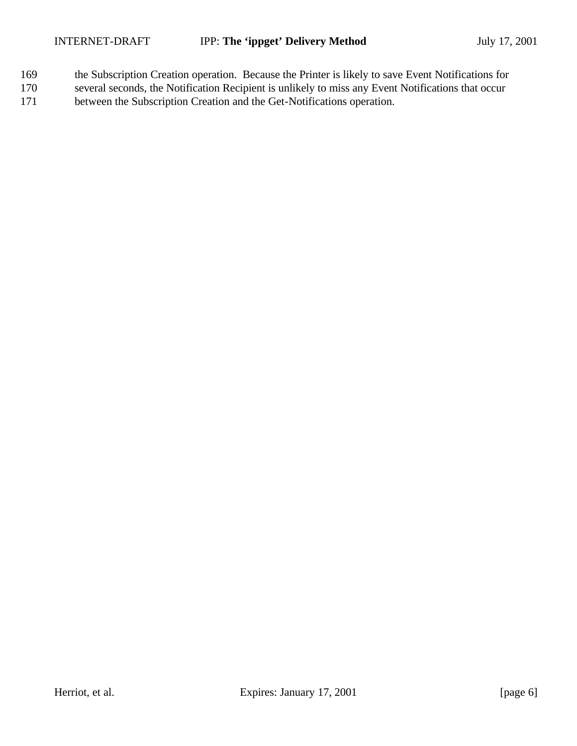the Subscription Creation operation. Because the Printer is likely to save Event Notifications for several seconds, the Notification Recipient is unlikely to miss any Event Notifications that occur between the Subscription Creation and the Get-Notifications operation.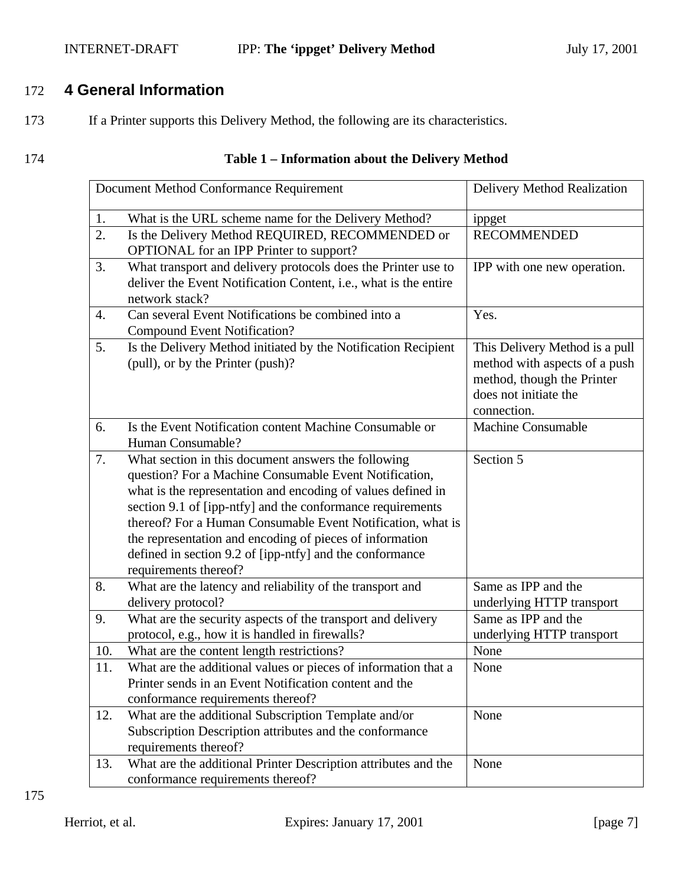# 4 General Information

If a Printer supports this Delivery Method, the following are its characteristics.

**Table 1 – Information about the Delivery Method**

| Document Method Conformance Requirement | Delivery Method Realization |
|---|---|
| 1. What is the URL scheme name for the Delivery Method? | ippget |
| 2. Is the Delivery Method REQUIRED, RECOMMENDED or OPTIONAL for an IPP Printer to support? | RECOMMENDED |
| 3. What transport and delivery protocols does the Printer use to deliver the Event Notification Content, i.e., what is the entire network stack? | IPP with one new operation. |
| 4. Can several Event Notifications be combined into a Compound Event Notification? | Yes. |
| 5. Is the Delivery Method initiated by the Notification Recipient (pull), or by the Printer (push)? | This Delivery Method is a pull method with aspects of a push method, though the Printer does not initiate the connection. |
| 6. Is the Event Notification content Machine Consumable or Human Consumable? | Machine Consumable |
| 7. What section in this document answers the following question? For a Machine Consumable Event Notification, what is the representation and encoding of values defined in section 9.1 of [ipp-ntfy] and the conformance requirements thereof? For a Human Consumable Event Notification, what is the representation and encoding of pieces of information defined in section 9.2 of [ipp-ntfy] and the conformance requirements thereof? | Section 5 |
| 8. What are the latency and reliability of the transport and delivery protocol? | Same as IPP and the underlying HTTP transport |
| 9. What are the security aspects of the transport and delivery protocol, e.g., how it is handled in firewalls? | Same as IPP and the underlying HTTP transport |
| 10. What are the content length restrictions? | None |
| 11. What are the additional values or pieces of information that a Printer sends in an Event Notification content and the conformance requirements thereof? | None |
| 12. What are the additional Subscription Template and/or Subscription Description attributes and the conformance requirements thereof? | None |
| 13. What are the additional Printer Description attributes and the conformance requirements thereof? | None |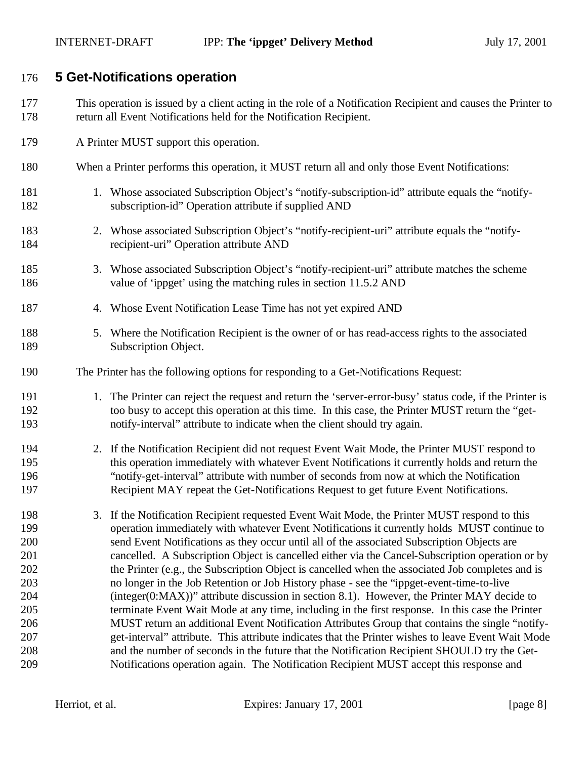# 5 Get-Notifications operation

This operation is issued by a client acting in the role of a Notification Recipient and causes the Printer to return all Event Notifications held for the Notification Recipient.

A Printer MUST support this operation.

When a Printer performs this operation, it MUST return all and only those Event Notifications:

1. Whose associated Subscription Object's "notify-subscription-id" attribute equals the "notify-subscription-id" Operation attribute if supplied AND
2. Whose associated Subscription Object's "notify-recipient-uri" attribute equals the "notify-recipient-uri" Operation attribute AND
3. Whose associated Subscription Object's "notify-recipient-uri" attribute matches the scheme value of 'ippget' using the matching rules in section 11.5.2 AND
4. Whose Event Notification Lease Time has not yet expired AND
5. Where the Notification Recipient is the owner of or has read-access rights to the associated Subscription Object.

The Printer has the following options for responding to a Get-Notifications Request:

1. The Printer can reject the request and return the 'server-error-busy' status code, if the Printer is too busy to accept this operation at this time. In this case, the Printer MUST return the "get-notify-interval" attribute to indicate when the client should try again.
2. If the Notification Recipient did not request Event Wait Mode, the Printer MUST respond to this operation immediately with whatever Event Notifications it currently holds and return the "notify-get-interval" attribute with number of seconds from now at which the Notification Recipient MAY repeat the Get-Notifications Request to get future Event Notifications.
3. If the Notification Recipient requested Event Wait Mode, the Printer MUST respond to this operation immediately with whatever Event Notifications it currently holds MUST continue to send Event Notifications as they occur until all of the associated Subscription Objects are cancelled. A Subscription Object is cancelled either via the Cancel-Subscription operation or by the Printer (e.g., the Subscription Object is cancelled when the associated Job completes and is no longer in the Job Retention or Job History phase - see the "ippget-event-time-to-live (integer(0:MAX))" attribute discussion in section 8.1). However, the Printer MAY decide to terminate Event Wait Mode at any time, including in the first response. In this case the Printer MUST return an additional Event Notification Attributes Group that contains the single "notify-get-interval" attribute. This attribute indicates that the Printer wishes to leave Event Wait Mode and the number of seconds in the future that the Notification Recipient SHOULD try the Get-Notifications operation again. The Notification Recipient MUST accept this response and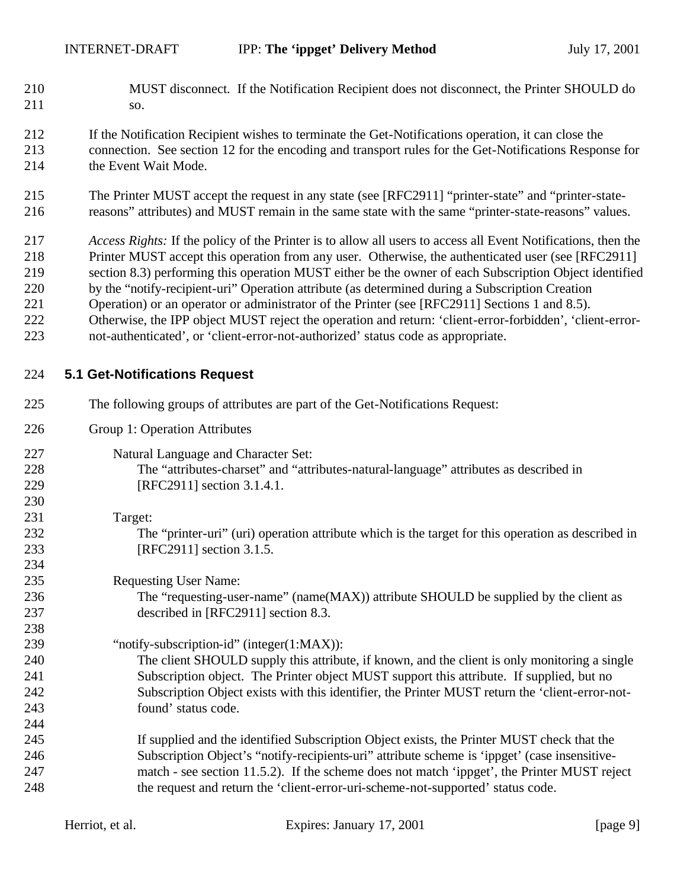MUST disconnect. If the Notification Recipient does not disconnect, the Printer SHOULD do so.

If the Notification Recipient wishes to terminate the Get-Notifications operation, it can close the connection. See section 12 for the encoding and transport rules for the Get-Notifications Response for the Event Wait Mode.

The Printer MUST accept the request in any state (see [RFC2911] "printer-state" and "printer-state-reasons" attributes) and MUST remain in the same state with the same "printer-state-reasons" values.

*Access Rights:* If the policy of the Printer is to allow all users to access all Event Notifications, then the Printer MUST accept this operation from any user. Otherwise, the authenticated user (see [RFC2911] section 8.3) performing this operation MUST either be the owner of each Subscription Object identified by the "notify-recipient-uri" Operation attribute (as determined during a Subscription Creation Operation) or an operator or administrator of the Printer (see [RFC2911] Sections 1 and 8.5). Otherwise, the IPP object MUST reject the operation and return: 'client-error-forbidden', 'client-error-not-authenticated', or 'client-error-not-authorized' status code as appropriate.

## 5.1 Get-Notifications Request

The following groups of attributes are part of the Get-Notifications Request:

Group 1: Operation Attributes

Natural Language and Character Set:
The "attributes-charset" and "attributes-natural-language" attributes as described in [RFC2911] section 3.1.4.1.

Target:
The "printer-uri" (uri) operation attribute which is the target for this operation as described in [RFC2911] section 3.1.5.

Requesting User Name:
The "requesting-user-name" (name(MAX)) attribute SHOULD be supplied by the client as described in [RFC2911] section 8.3.

"notify-subscription-id" (integer(1:MAX)):
The client SHOULD supply this attribute, if known, and the client is only monitoring a single Subscription object. The Printer object MUST support this attribute. If supplied, but no Subscription Object exists with this identifier, the Printer MUST return the 'client-error-not-found' status code.

If supplied and the identified Subscription Object exists, the Printer MUST check that the Subscription Object's "notify-recipients-uri" attribute scheme is 'ippget' (case insensitive-match - see section 11.5.2). If the scheme does not match 'ippget', the Printer MUST reject the request and return the 'client-error-uri-scheme-not-supported' status code.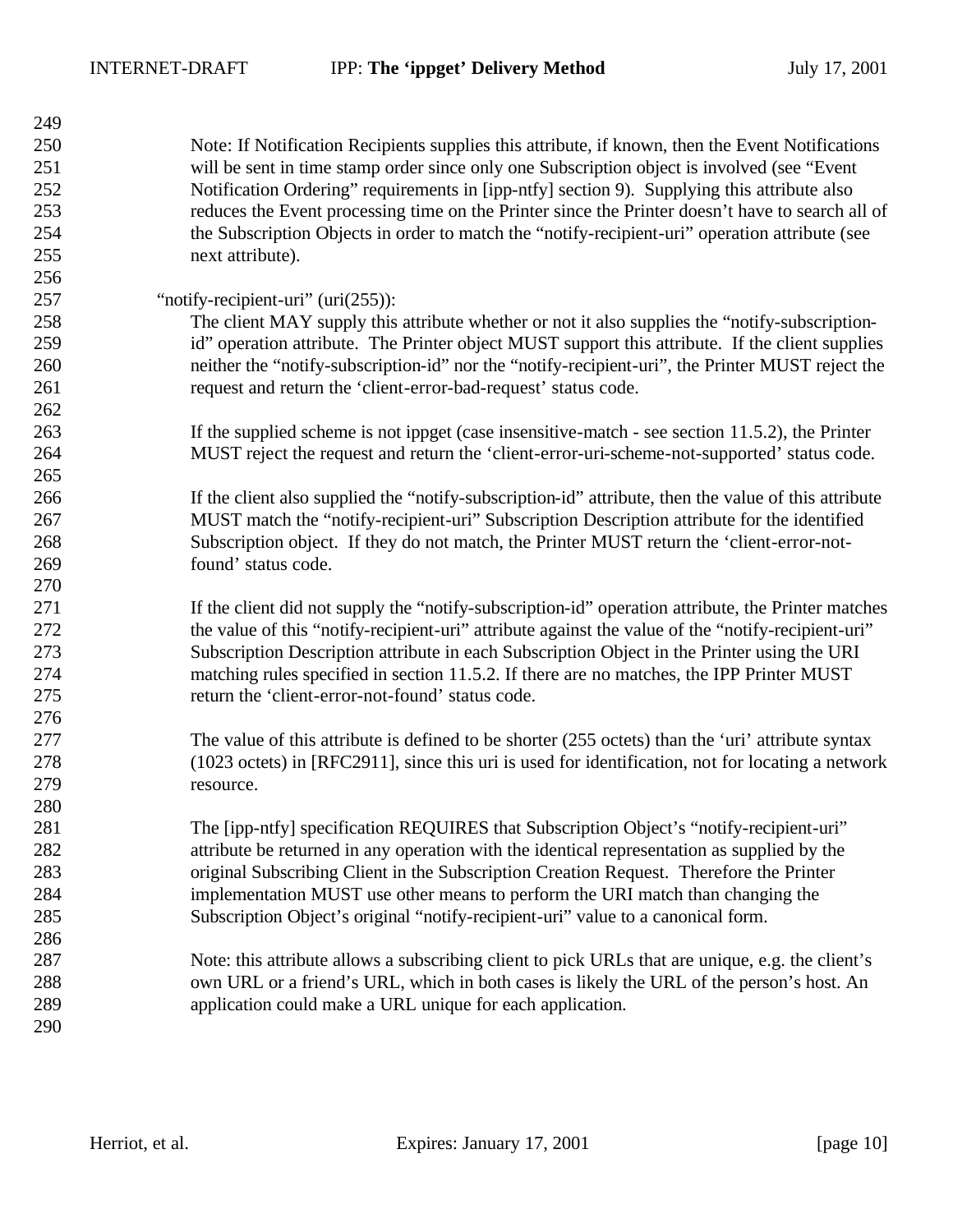Note: If Notification Recipients supplies this attribute, if known, then the Event Notifications will be sent in time stamp order since only one Subscription object is involved (see "Event Notification Ordering" requirements in [ipp-ntfy] section 9). Supplying this attribute also reduces the Event processing time on the Printer since the Printer doesn't have to search all of the Subscription Objects in order to match the "notify-recipient-uri" operation attribute (see next attribute).

"notify-recipient-uri" (uri(255)):

The client MAY supply this attribute whether or not it also supplies the "notify-subscription-id" operation attribute. The Printer object MUST support this attribute. If the client supplies neither the "notify-subscription-id" nor the "notify-recipient-uri", the Printer MUST reject the request and return the 'client-error-bad-request' status code.

If the supplied scheme is not ippget (case insensitive-match - see section 11.5.2), the Printer MUST reject the request and return the 'client-error-uri-scheme-not-supported' status code.

If the client also supplied the "notify-subscription-id" attribute, then the value of this attribute MUST match the "notify-recipient-uri" Subscription Description attribute for the identified Subscription object. If they do not match, the Printer MUST return the 'client-error-not-found' status code.

If the client did not supply the "notify-subscription-id" operation attribute, the Printer matches the value of this "notify-recipient-uri" attribute against the value of the "notify-recipient-uri" Subscription Description attribute in each Subscription Object in the Printer using the URI matching rules specified in section 11.5.2. If there are no matches, the IPP Printer MUST return the 'client-error-not-found' status code.

The value of this attribute is defined to be shorter (255 octets) than the 'uri' attribute syntax (1023 octets) in [RFC2911], since this uri is used for identification, not for locating a network resource.

The [ipp-ntfy] specification REQUIRES that Subscription Object's "notify-recipient-uri" attribute be returned in any operation with the identical representation as supplied by the original Subscribing Client in the Subscription Creation Request. Therefore the Printer implementation MUST use other means to perform the URI match than changing the Subscription Object's original "notify-recipient-uri" value to a canonical form.

Note: this attribute allows a subscribing client to pick URLs that are unique, e.g. the client's own URL or a friend's URL, which in both cases is likely the URL of the person's host. An application could make a URL unique for each application.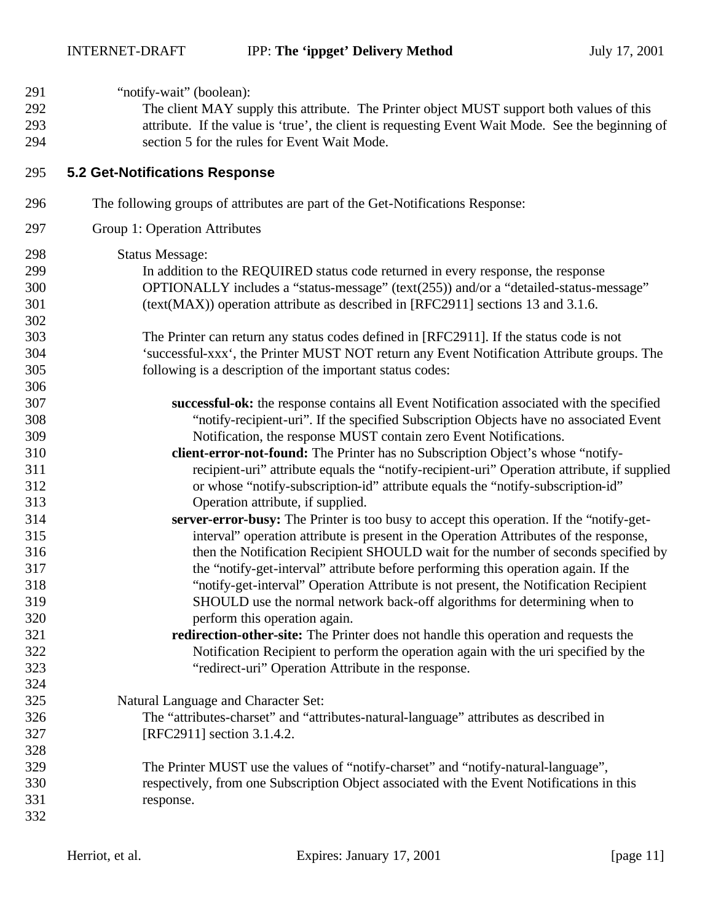"notify-wait" (boolean):

The client MAY supply this attribute. The Printer object MUST support both values of this attribute. If the value is 'true', the client is requesting Event Wait Mode. See the beginning of section 5 for the rules for Event Wait Mode.

## 5.2 Get-Notifications Response

The following groups of attributes are part of the Get-Notifications Response:

Group 1: Operation Attributes

Status Message:

In addition to the REQUIRED status code returned in every response, the response OPTIONALLY includes a "status-message" (text(255)) and/or a "detailed-status-message" (text(MAX)) operation attribute as described in [RFC2911] sections 13 and 3.1.6.

The Printer can return any status codes defined in [RFC2911]. If the status code is not 'successful-xxx', the Printer MUST NOT return any Event Notification Attribute groups. The following is a description of the important status codes:

**successful-ok:** the response contains all Event Notification associated with the specified "notify-recipient-uri". If the specified Subscription Objects have no associated Event Notification, the response MUST contain zero Event Notifications.

**client-error-not-found:** The Printer has no Subscription Object's whose "notify-recipient-uri" attribute equals the "notify-recipient-uri" Operation attribute, if supplied or whose "notify-subscription-id" attribute equals the "notify-subscription-id" Operation attribute, if supplied.

**server-error-busy:** The Printer is too busy to accept this operation. If the "notify-get-interval" operation attribute is present in the Operation Attributes of the response, then the Notification Recipient SHOULD wait for the number of seconds specified by the "notify-get-interval" attribute before performing this operation again. If the "notify-get-interval" Operation Attribute is not present, the Notification Recipient SHOULD use the normal network back-off algorithms for determining when to perform this operation again.

**redirection-other-site:** The Printer does not handle this operation and requests the Notification Recipient to perform the operation again with the uri specified by the "redirect-uri" Operation Attribute in the response.

Natural Language and Character Set:

The "attributes-charset" and "attributes-natural-language" attributes as described in [RFC2911] section 3.1.4.2.

The Printer MUST use the values of "notify-charset" and "notify-natural-language", respectively, from one Subscription Object associated with the Event Notifications in this response.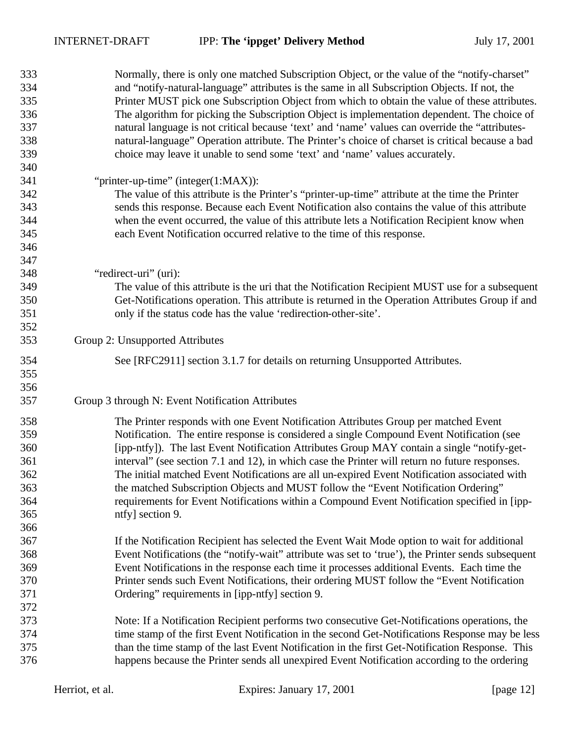Normally, there is only one matched Subscription Object, or the value of the "notify-charset" and "notify-natural-language" attributes is the same in all Subscription Objects. If not, the Printer MUST pick one Subscription Object from which to obtain the value of these attributes. The algorithm for picking the Subscription Object is implementation dependent. The choice of natural language is not critical because 'text' and 'name' values can override the "attributes-natural-language" Operation attribute. The Printer's choice of charset is critical because a bad choice may leave it unable to send some 'text' and 'name' values accurately.

"printer-up-time" (integer(1:MAX)):

The value of this attribute is the Printer's "printer-up-time" attribute at the time the Printer sends this response. Because each Event Notification also contains the value of this attribute when the event occurred, the value of this attribute lets a Notification Recipient know when each Event Notification occurred relative to the time of this response.

"redirect-uri" (uri):

The value of this attribute is the uri that the Notification Recipient MUST use for a subsequent Get-Notifications operation. This attribute is returned in the Operation Attributes Group if and only if the status code has the value 'redirection-other-site'.

Group 2: Unsupported Attributes

See [RFC2911] section 3.1.7 for details on returning Unsupported Attributes.

Group 3 through N: Event Notification Attributes

The Printer responds with one Event Notification Attributes Group per matched Event Notification. The entire response is considered a single Compound Event Notification (see [ipp-ntfy]). The last Event Notification Attributes Group MAY contain a single "notify-get-interval" (see section 7.1 and 12), in which case the Printer will return no future responses. The initial matched Event Notifications are all un-expired Event Notification associated with the matched Subscription Objects and MUST follow the "Event Notification Ordering" requirements for Event Notifications within a Compound Event Notification specified in [ipp-ntfy] section 9.

If the Notification Recipient has selected the Event Wait Mode option to wait for additional Event Notifications (the "notify-wait" attribute was set to 'true'), the Printer sends subsequent Event Notifications in the response each time it processes additional Events. Each time the Printer sends such Event Notifications, their ordering MUST follow the "Event Notification Ordering" requirements in [ipp-ntfy] section 9.

Note: If a Notification Recipient performs two consecutive Get-Notifications operations, the time stamp of the first Event Notification in the second Get-Notifications Response may be less than the time stamp of the last Event Notification in the first Get-Notification Response. This happens because the Printer sends all unexpired Event Notification according to the ordering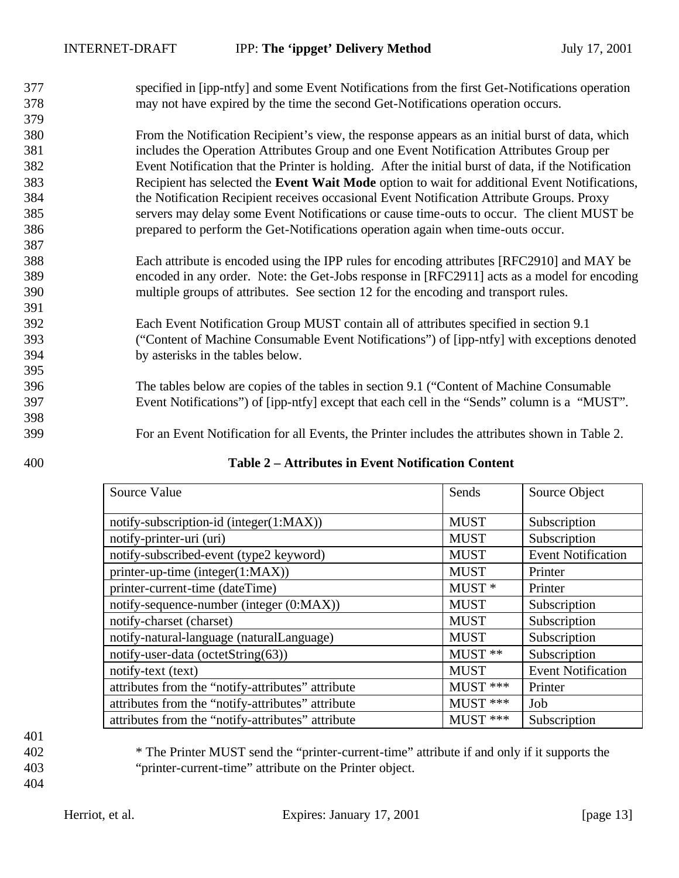specified in [ipp-ntfy] and some Event Notifications from the first Get-Notifications operation may not have expired by the time the second Get-Notifications operation occurs.

From the Notification Recipient's view, the response appears as an initial burst of data, which includes the Operation Attributes Group and one Event Notification Attributes Group per Event Notification that the Printer is holding. After the initial burst of data, if the Notification Recipient has selected the **Event Wait Mode** option to wait for additional Event Notifications, the Notification Recipient receives occasional Event Notification Attribute Groups. Proxy servers may delay some Event Notifications or cause time-outs to occur. The client MUST be prepared to perform the Get-Notifications operation again when time-outs occur.

Each attribute is encoded using the IPP rules for encoding attributes [RFC2910] and MAY be encoded in any order. Note: the Get-Jobs response in [RFC2911] acts as a model for encoding multiple groups of attributes. See section 12 for the encoding and transport rules.

Each Event Notification Group MUST contain all of attributes specified in section 9.1 ("Content of Machine Consumable Event Notifications") of [ipp-ntfy] with exceptions denoted by asterisks in the tables below.

The tables below are copies of the tables in section 9.1 ("Content of Machine Consumable Event Notifications") of [ipp-ntfy] except that each cell in the "Sends" column is a "MUST".

For an Event Notification for all Events, the Printer includes the attributes shown in Table 2.

**Table 2 – Attributes in Event Notification Content**

| Source Value | Sends | Source Object |
|---|---|---|
| notify-subscription-id (integer(1:MAX)) | MUST | Subscription |
| notify-printer-uri (uri) | MUST | Subscription |
| notify-subscribed-event (type2 keyword) | MUST | Event Notification |
| printer-up-time (integer(1:MAX)) | MUST | Printer |
| printer-current-time (dateTime) | MUST * | Printer |
| notify-sequence-number (integer (0:MAX)) | MUST | Subscription |
| notify-charset (charset) | MUST | Subscription |
| notify-natural-language (naturalLanguage) | MUST | Subscription |
| notify-user-data (octetString(63)) | MUST ** | Subscription |
| notify-text (text) | MUST | Event Notification |
| attributes from the "notify-attributes" attribute | MUST *** | Printer |
| attributes from the "notify-attributes" attribute | MUST *** | Job |
| attributes from the "notify-attributes" attribute | MUST *** | Subscription |

* The Printer MUST send the "printer-current-time" attribute if and only if it supports the "printer-current-time" attribute on the Printer object.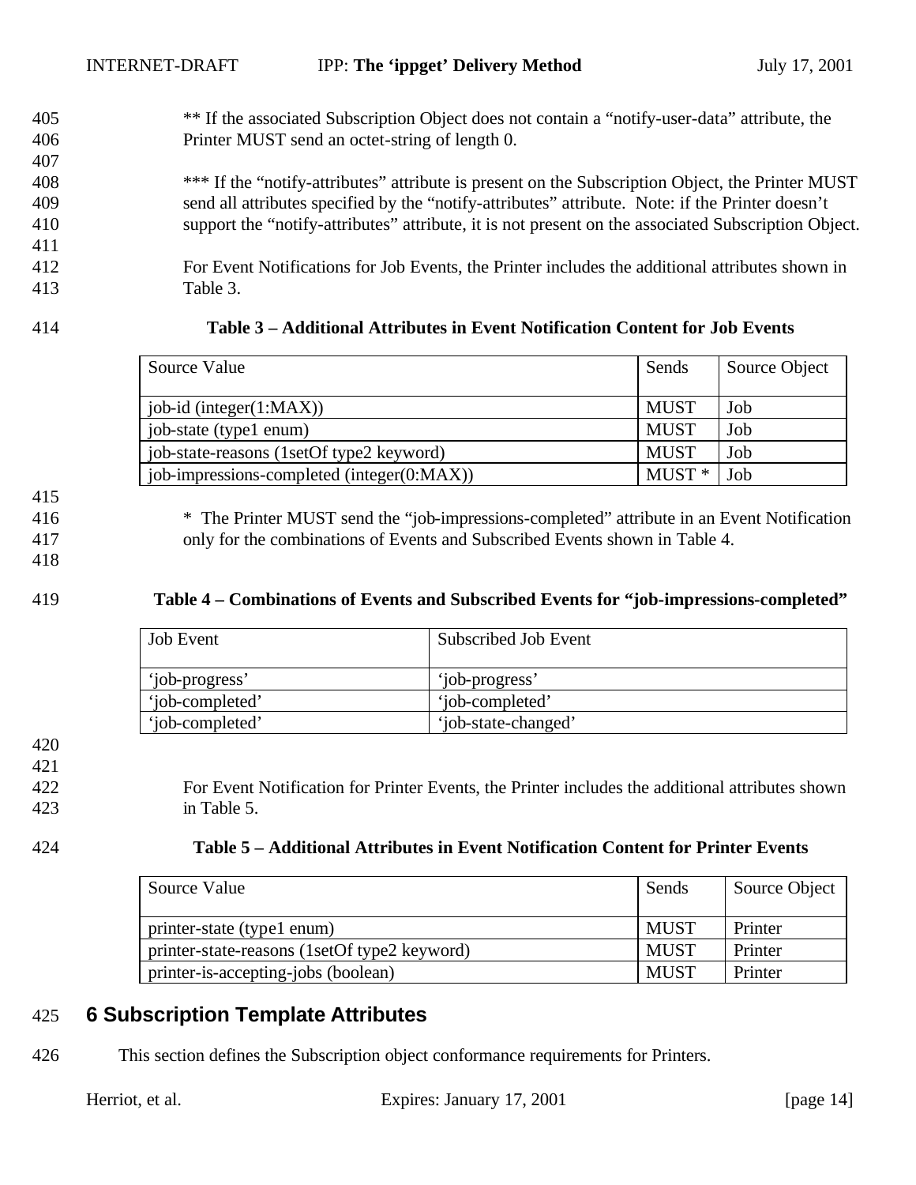** If the associated Subscription Object does not contain a "notify-user-data" attribute, the Printer MUST send an octet-string of length 0.

*** If the "notify-attributes" attribute is present on the Subscription Object, the Printer MUST send all attributes specified by the "notify-attributes" attribute. Note: if the Printer doesn't support the "notify-attributes" attribute, it is not present on the associated Subscription Object.

For Event Notifications for Job Events, the Printer includes the additional attributes shown in Table 3.

**Table 3 – Additional Attributes in Event Notification Content for Job Events**

| Source Value | Sends | Source Object |
|---|---|---|
| job-id (integer(1:MAX)) | MUST | Job |
| job-state (type1 enum) | MUST | Job |
| job-state-reasons (1setOf type2 keyword) | MUST | Job |
| job-impressions-completed (integer(0:MAX)) | MUST * | Job |

* The Printer MUST send the "job-impressions-completed" attribute in an Event Notification only for the combinations of Events and Subscribed Events shown in Table 4.

**Table 4 – Combinations of Events and Subscribed Events for "job-impressions-completed"**

| Job Event | Subscribed Job Event |
|---|---|
| 'job-progress' | 'job-progress' |
| 'job-completed' | 'job-completed' |
| 'job-completed' | 'job-state-changed' |

For Event Notification for Printer Events, the Printer includes the additional attributes shown in Table 5.

**Table 5 – Additional Attributes in Event Notification Content for Printer Events**

| Source Value | Sends | Source Object |
|---|---|---|
| printer-state (type1 enum) | MUST | Printer |
| printer-state-reasons (1setOf type2 keyword) | MUST | Printer |
| printer-is-accepting-jobs (boolean) | MUST | Printer |

# 6 Subscription Template Attributes

This section defines the Subscription object conformance requirements for Printers.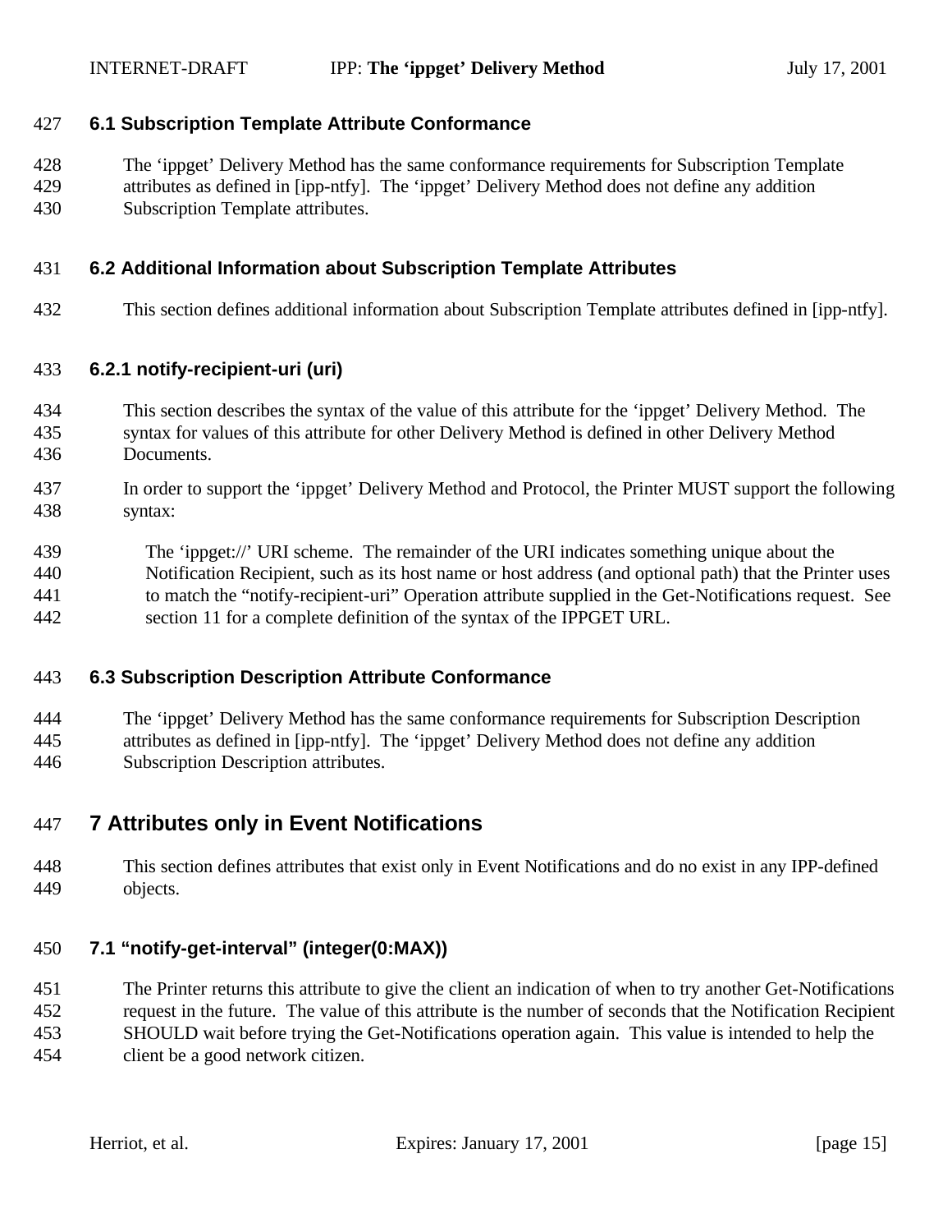### 6.1 Subscription Template Attribute Conformance

The 'ippget' Delivery Method has the same conformance requirements for Subscription Template attributes as defined in [ipp-ntfy]. The 'ippget' Delivery Method does not define any addition Subscription Template attributes.

### 6.2 Additional Information about Subscription Template Attributes

This section defines additional information about Subscription Template attributes defined in [ipp-ntfy].

#### 6.2.1 notify-recipient-uri (uri)

This section describes the syntax of the value of this attribute for the 'ippget' Delivery Method. The syntax for values of this attribute for other Delivery Method is defined in other Delivery Method Documents.

In order to support the 'ippget' Delivery Method and Protocol, the Printer MUST support the following syntax:

The 'ippget://' URI scheme. The remainder of the URI indicates something unique about the Notification Recipient, such as its host name or host address (and optional path) that the Printer uses to match the "notify-recipient-uri" Operation attribute supplied in the Get-Notifications request. See section 11 for a complete definition of the syntax of the IPPGET URL.

### 6.3 Subscription Description Attribute Conformance

The 'ippget' Delivery Method has the same conformance requirements for Subscription Description attributes as defined in [ipp-ntfy]. The 'ippget' Delivery Method does not define any addition Subscription Description attributes.

## 7 Attributes only in Event Notifications

This section defines attributes that exist only in Event Notifications and do no exist in any IPP-defined objects.

### 7.1 "notify-get-interval" (integer(0:MAX))

The Printer returns this attribute to give the client an indication of when to try another Get-Notifications request in the future. The value of this attribute is the number of seconds that the Notification Recipient SHOULD wait before trying the Get-Notifications operation again. This value is intended to help the client be a good network citizen.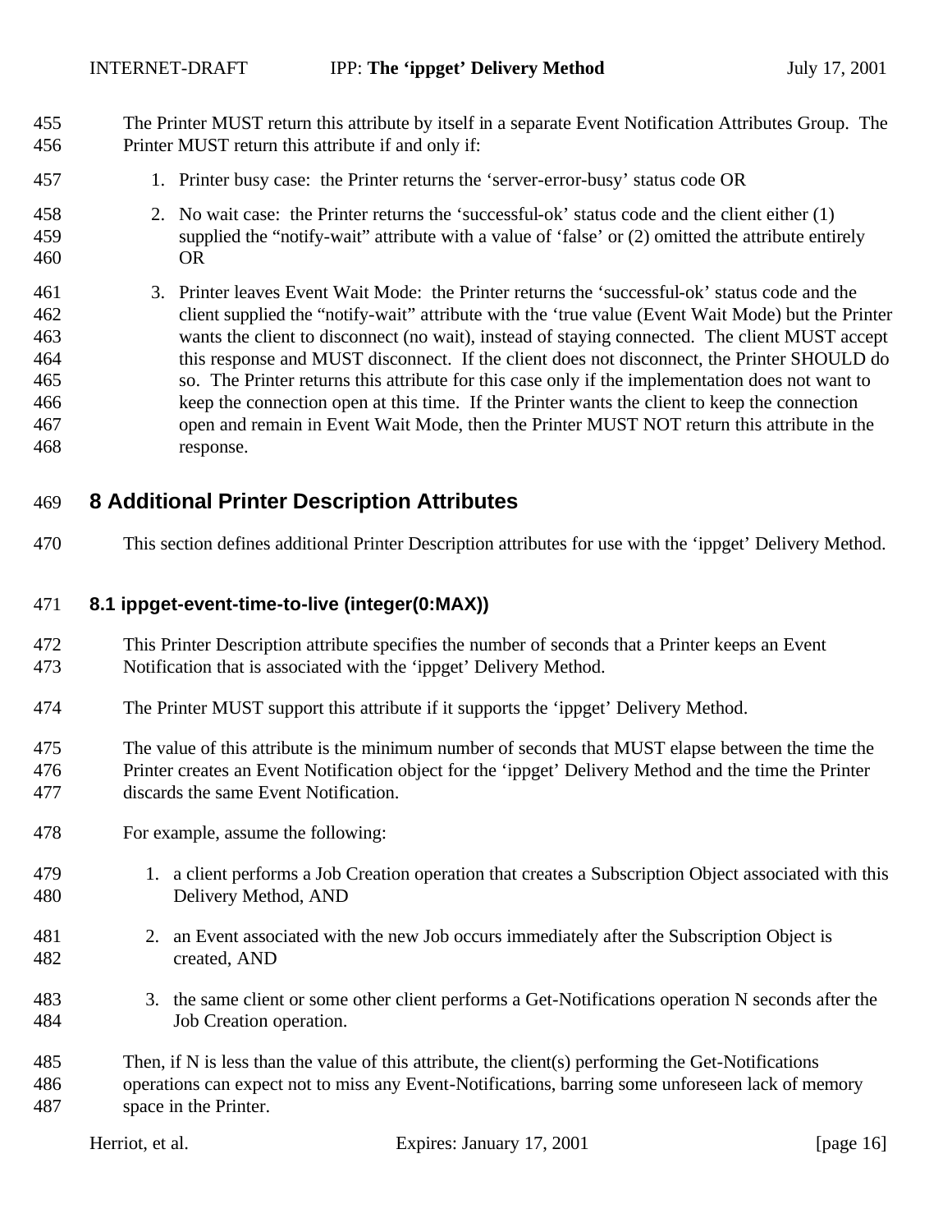The Printer MUST return this attribute by itself in a separate Event Notification Attributes Group. The Printer MUST return this attribute if and only if:

1. Printer busy case: the Printer returns the 'server-error-busy' status code OR

2. No wait case: the Printer returns the 'successful-ok' status code and the client either (1) supplied the "notify-wait" attribute with a value of 'false' or (2) omitted the attribute entirely OR

3. Printer leaves Event Wait Mode: the Printer returns the 'successful-ok' status code and the client supplied the "notify-wait" attribute with the 'true value (Event Wait Mode) but the Printer wants the client to disconnect (no wait), instead of staying connected. The client MUST accept this response and MUST disconnect. If the client does not disconnect, the Printer SHOULD do so. The Printer returns this attribute for this case only if the implementation does not want to keep the connection open at this time. If the Printer wants the client to keep the connection open and remain in Event Wait Mode, then the Printer MUST NOT return this attribute in the response.

# 8 Additional Printer Description Attributes

This section defines additional Printer Description attributes for use with the 'ippget' Delivery Method.

## 8.1 ippget-event-time-to-live (integer(0:MAX))

This Printer Description attribute specifies the number of seconds that a Printer keeps an Event Notification that is associated with the 'ippget' Delivery Method.

The Printer MUST support this attribute if it supports the 'ippget' Delivery Method.

The value of this attribute is the minimum number of seconds that MUST elapse between the time the Printer creates an Event Notification object for the 'ippget' Delivery Method and the time the Printer discards the same Event Notification.

For example, assume the following:

1. a client performs a Job Creation operation that creates a Subscription Object associated with this Delivery Method, AND

2. an Event associated with the new Job occurs immediately after the Subscription Object is created, AND

3. the same client or some other client performs a Get-Notifications operation N seconds after the Job Creation operation.

Then, if N is less than the value of this attribute, the client(s) performing the Get-Notifications operations can expect not to miss any Event-Notifications, barring some unforeseen lack of memory space in the Printer.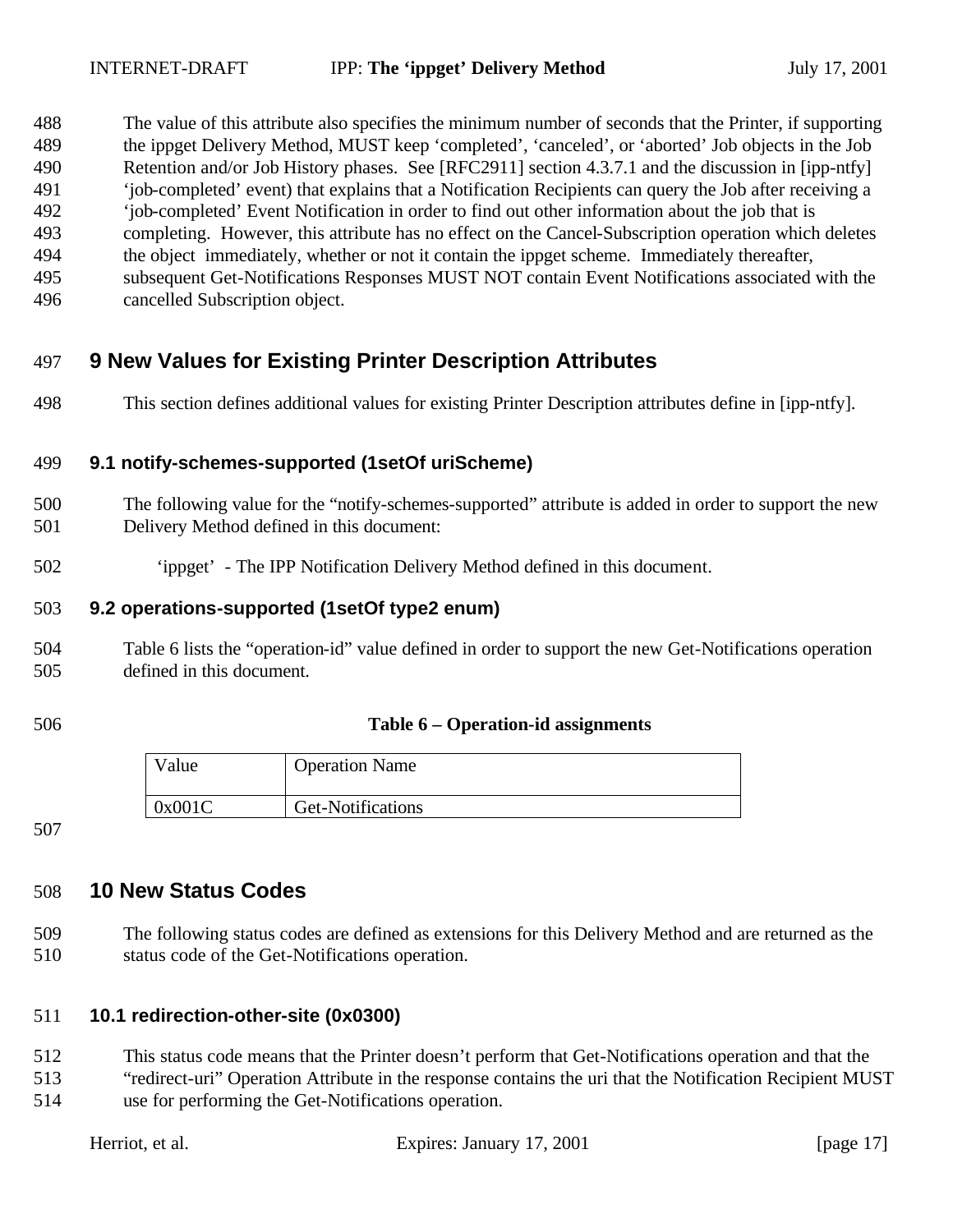The value of this attribute also specifies the minimum number of seconds that the Printer, if supporting the ippget Delivery Method, MUST keep 'completed', 'canceled', or 'aborted' Job objects in the Job Retention and/or Job History phases. See [RFC2911] section 4.3.7.1 and the discussion in [ipp-ntfy] 'job-completed' event) that explains that a Notification Recipients can query the Job after receiving a 'job-completed' Event Notification in order to find out other information about the job that is completing. However, this attribute has no effect on the Cancel-Subscription operation which deletes the object immediately, whether or not it contain the ippget scheme. Immediately thereafter, subsequent Get-Notifications Responses MUST NOT contain Event Notifications associated with the cancelled Subscription object.

# 9 New Values for Existing Printer Description Attributes

This section defines additional values for existing Printer Description attributes define in [ipp-ntfy].

## 9.1 notify-schemes-supported (1setOf uriScheme)

The following value for the "notify-schemes-supported" attribute is added in order to support the new Delivery Method defined in this document:

'ippget' - The IPP Notification Delivery Method defined in this document.

## 9.2 operations-supported (1setOf type2 enum)

Table 6 lists the "operation-id" value defined in order to support the new Get-Notifications operation defined in this document.

**Table 6 – Operation-id assignments**

| Value | Operation Name |
|---|---|
| 0x001C | Get-Notifications |

# 10 New Status Codes

The following status codes are defined as extensions for this Delivery Method and are returned as the status code of the Get-Notifications operation.

## 10.1 redirection-other-site (0x0300)

This status code means that the Printer doesn't perform that Get-Notifications operation and that the "redirect-uri" Operation Attribute in the response contains the uri that the Notification Recipient MUST use for performing the Get-Notifications operation.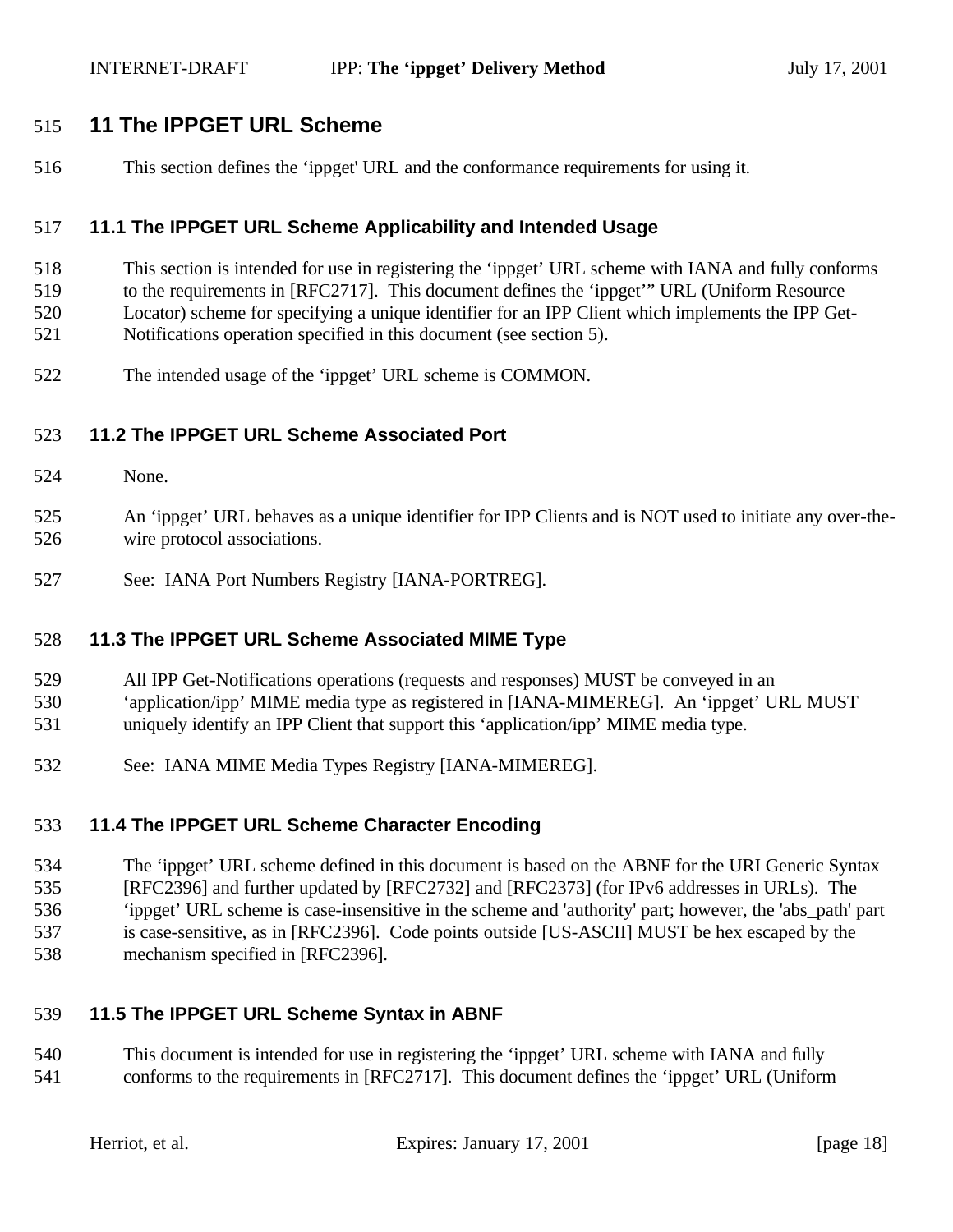# 11 The IPPGET URL Scheme

This section defines the ‘ippget' URL and the conformance requirements for using it.

## 11.1 The IPPGET URL Scheme Applicability and Intended Usage

This section is intended for use in registering the ‘ippget’ URL scheme with IANA and fully conforms to the requirements in [RFC2717]. This document defines the ‘ippget’” URL (Uniform Resource Locator) scheme for specifying a unique identifier for an IPP Client which implements the IPP Get-Notifications operation specified in this document (see section 5).

The intended usage of the ‘ippget’ URL scheme is COMMON.

## 11.2 The IPPGET URL Scheme Associated Port

None.

An ‘ippget’ URL behaves as a unique identifier for IPP Clients and is NOT used to initiate any over-the-wire protocol associations.

See: IANA Port Numbers Registry [IANA-PORTREG].

## 11.3 The IPPGET URL Scheme Associated MIME Type

All IPP Get-Notifications operations (requests and responses) MUST be conveyed in an ‘application/ipp’ MIME media type as registered in [IANA-MIMEREG]. An ‘ippget’ URL MUST uniquely identify an IPP Client that support this ‘application/ipp’ MIME media type.

See: IANA MIME Media Types Registry [IANA-MIMEREG].

## 11.4 The IPPGET URL Scheme Character Encoding

The ‘ippget’ URL scheme defined in this document is based on the ABNF for the URI Generic Syntax [RFC2396] and further updated by [RFC2732] and [RFC2373] (for IPv6 addresses in URLs). The ‘ippget’ URL scheme is case-insensitive in the scheme and 'authority' part; however, the 'abs_path' part is case-sensitive, as in [RFC2396]. Code points outside [US-ASCII] MUST be hex escaped by the mechanism specified in [RFC2396].

## 11.5 The IPPGET URL Scheme Syntax in ABNF

This document is intended for use in registering the ‘ippget’ URL scheme with IANA and fully conforms to the requirements in [RFC2717]. This document defines the ‘ippget’ URL (Uniform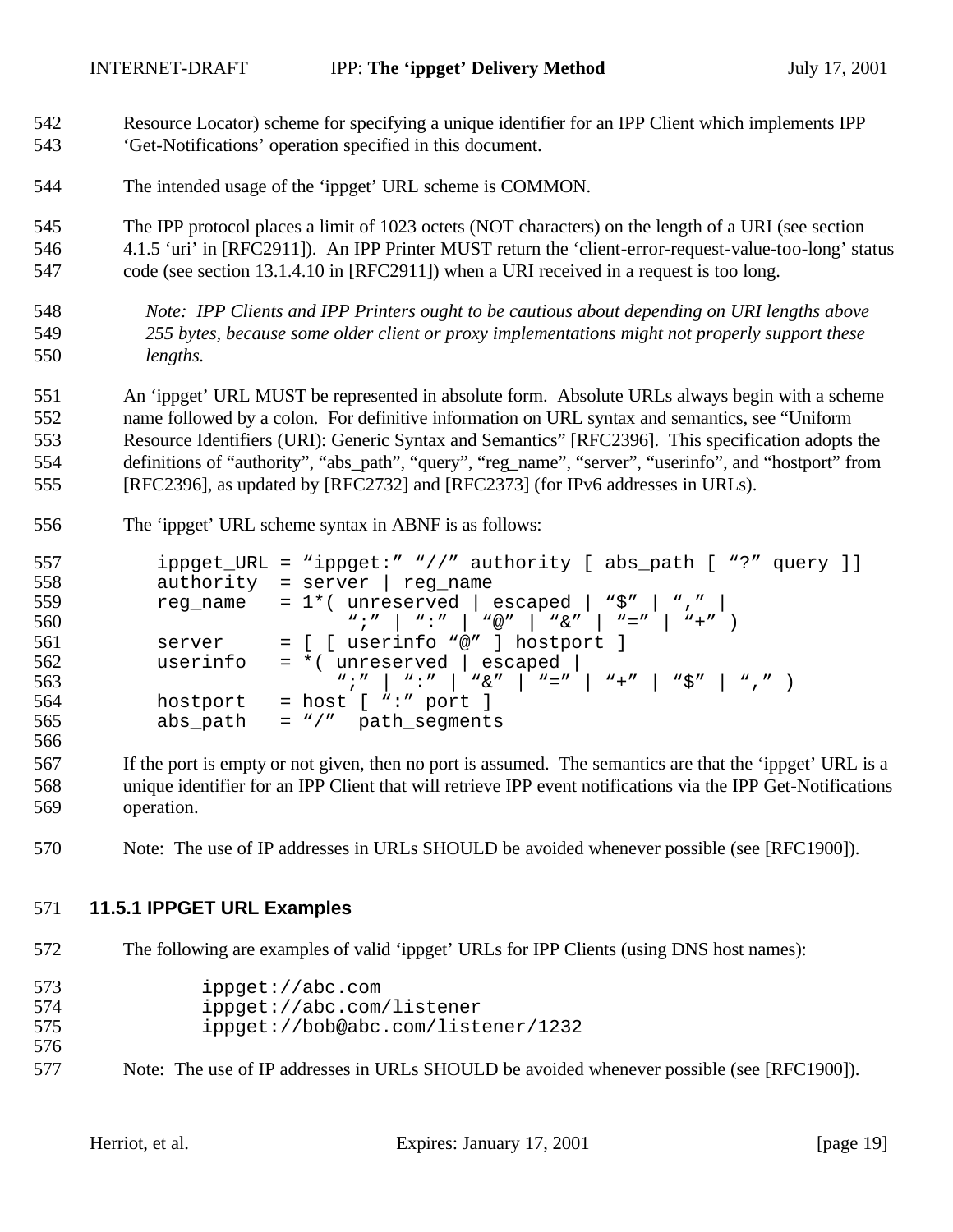Resource Locator) scheme for specifying a unique identifier for an IPP Client which implements IPP 'Get-Notifications' operation specified in this document.

The intended usage of the 'ippget' URL scheme is COMMON.

The IPP protocol places a limit of 1023 octets (NOT characters) on the length of a URI (see section 4.1.5 'uri' in [RFC2911]). An IPP Printer MUST return the 'client-error-request-value-too-long' status code (see section 13.1.4.10 in [RFC2911]) when a URI received in a request is too long.

*Note: IPP Clients and IPP Printers ought to be cautious about depending on URI lengths above 255 bytes, because some older client or proxy implementations might not properly support these lengths.*

An 'ippget' URL MUST be represented in absolute form. Absolute URLs always begin with a scheme name followed by a colon. For definitive information on URL syntax and semantics, see "Uniform Resource Identifiers (URI): Generic Syntax and Semantics" [RFC2396]. This specification adopts the definitions of "authority", "abs_path", "query", "reg_name", "server", "userinfo", and "hostport" from [RFC2396], as updated by [RFC2732] and [RFC2373] (for IPv6 addresses in URLs).

The 'ippget' URL scheme syntax in ABNF is as follows:

```
ippget_URL = "ippget:" "//" authority [ abs_path [ "?" query ]]
authority  = server | reg_name
reg_name   = 1*( unreserved | escaped | "$" | "," |
               ";" | ":" | "@" | "&" | "=" | "+" )
server     = [ [ userinfo "@" ] hostport ]
userinfo   = *( unreserved | escaped |
                ";" | ":" | "&" | "=" | "+" | "$" | "," )
hostport   = host [ ":" port ]
abs_path   = "/"  path_segments
```

If the port is empty or not given, then no port is assumed. The semantics are that the 'ippget' URL is a unique identifier for an IPP Client that will retrieve IPP event notifications via the IPP Get-Notifications operation.

Note: The use of IP addresses in URLs SHOULD be avoided whenever possible (see [RFC1900]).

### 11.5.1 IPPGET URL Examples

The following are examples of valid 'ippget' URLs for IPP Clients (using DNS host names):

```
ippget://abc.com
ippget://abc.com/listener
ippget://bob@abc.com/listener/1232
```

Note: The use of IP addresses in URLs SHOULD be avoided whenever possible (see [RFC1900]).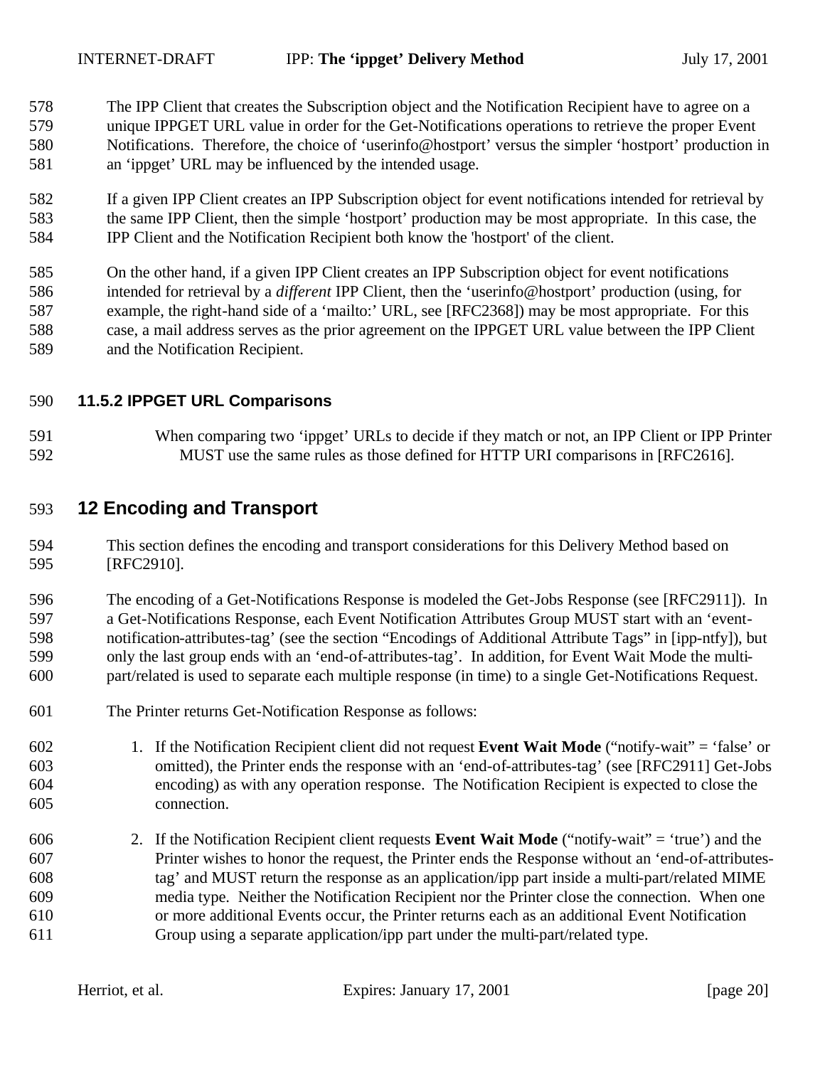The IPP Client that creates the Subscription object and the Notification Recipient have to agree on a unique IPPGET URL value in order for the Get-Notifications operations to retrieve the proper Event Notifications. Therefore, the choice of 'userinfo@hostport' versus the simpler 'hostport' production in an 'ippget' URL may be influenced by the intended usage.

If a given IPP Client creates an IPP Subscription object for event notifications intended for retrieval by the same IPP Client, then the simple 'hostport' production may be most appropriate. In this case, the IPP Client and the Notification Recipient both know the 'hostport' of the client.

On the other hand, if a given IPP Client creates an IPP Subscription object for event notifications intended for retrieval by a *different* IPP Client, then the 'userinfo@hostport' production (using, for example, the right-hand side of a 'mailto:' URL, see [RFC2368]) may be most appropriate. For this case, a mail address serves as the prior agreement on the IPPGET URL value between the IPP Client and the Notification Recipient.

### 11.5.2 IPPGET URL Comparisons

When comparing two 'ippget' URLs to decide if they match or not, an IPP Client or IPP Printer MUST use the same rules as those defined for HTTP URI comparisons in [RFC2616].

## 12 Encoding and Transport

This section defines the encoding and transport considerations for this Delivery Method based on [RFC2910].

The encoding of a Get-Notifications Response is modeled the Get-Jobs Response (see [RFC2911]). In a Get-Notifications Response, each Event Notification Attributes Group MUST start with an 'event-notification-attributes-tag' (see the section "Encodings of Additional Attribute Tags" in [ipp-ntfy]), but only the last group ends with an 'end-of-attributes-tag'. In addition, for Event Wait Mode the multi-part/related is used to separate each multiple response (in time) to a single Get-Notifications Request.

The Printer returns Get-Notification Response as follows:

1. If the Notification Recipient client did not request **Event Wait Mode** ("notify-wait" = 'false' or omitted), the Printer ends the response with an 'end-of-attributes-tag' (see [RFC2911] Get-Jobs encoding) as with any operation response. The Notification Recipient is expected to close the connection.

2. If the Notification Recipient client requests **Event Wait Mode** ("notify-wait" = 'true') and the Printer wishes to honor the request, the Printer ends the Response without an 'end-of-attributes-tag' and MUST return the response as an application/ipp part inside a multi-part/related MIME media type. Neither the Notification Recipient nor the Printer close the connection. When one or more additional Events occur, the Printer returns each as an additional Event Notification Group using a separate application/ipp part under the multi-part/related type.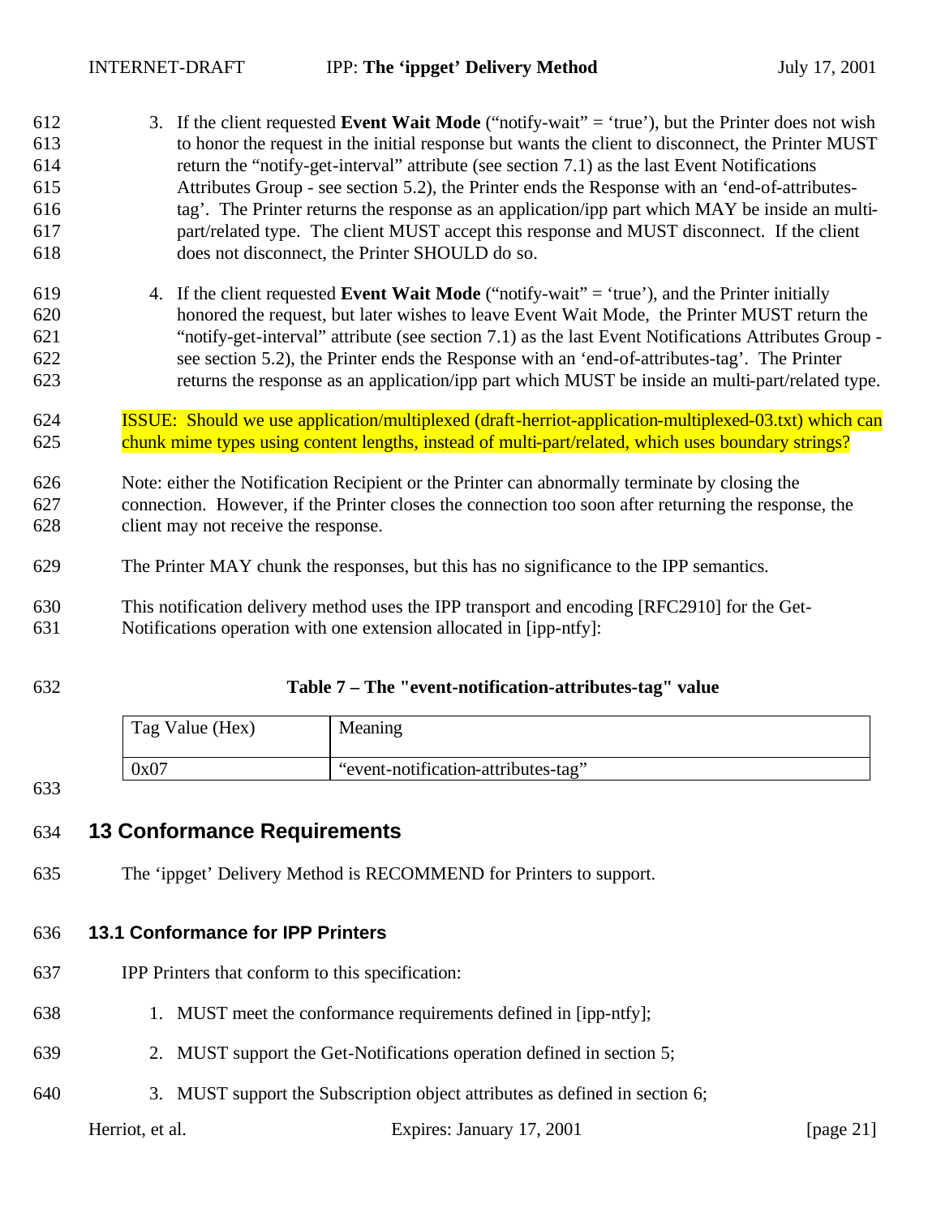3. If the client requested **Event Wait Mode** ("notify-wait" = 'true'), but the Printer does not wish to honor the request in the initial response but wants the client to disconnect, the Printer MUST return the "notify-get-interval" attribute (see section 7.1) as the last Event Notifications Attributes Group - see section 5.2), the Printer ends the Response with an 'end-of-attributes-tag'. The Printer returns the response as an application/ipp part which MAY be inside an multi-part/related type. The client MUST accept this response and MUST disconnect. If the client does not disconnect, the Printer SHOULD do so.

4. If the client requested **Event Wait Mode** ("notify-wait" = 'true'), and the Printer initially honored the request, but later wishes to leave Event Wait Mode, the Printer MUST return the "notify-get-interval" attribute (see section 7.1) as the last Event Notifications Attributes Group - see section 5.2), the Printer ends the Response with an 'end-of-attributes-tag'. The Printer returns the response as an application/ipp part which MUST be inside an multi-part/related type.

ISSUE: Should we use application/multiplexed (draft-herriot-application-multiplexed-03.txt) which can chunk mime types using content lengths, instead of multi-part/related, which uses boundary strings?

Note: either the Notification Recipient or the Printer can abnormally terminate by closing the connection. However, if the Printer closes the connection too soon after returning the response, the client may not receive the response.

The Printer MAY chunk the responses, but this has no significance to the IPP semantics.

This notification delivery method uses the IPP transport and encoding [RFC2910] for the Get-Notifications operation with one extension allocated in [ipp-ntfy]:

**Table 7 – The "event-notification-attributes-tag" value**

| Tag Value (Hex) | Meaning |
|---|---|
| 0x07 | "event-notification-attributes-tag" |

# 13 Conformance Requirements

The 'ippget' Delivery Method is RECOMMEND for Printers to support.

## 13.1 Conformance for IPP Printers

IPP Printers that conform to this specification:

1. MUST meet the conformance requirements defined in [ipp-ntfy];
2. MUST support the Get-Notifications operation defined in section 5;
3. MUST support the Subscription object attributes as defined in section 6;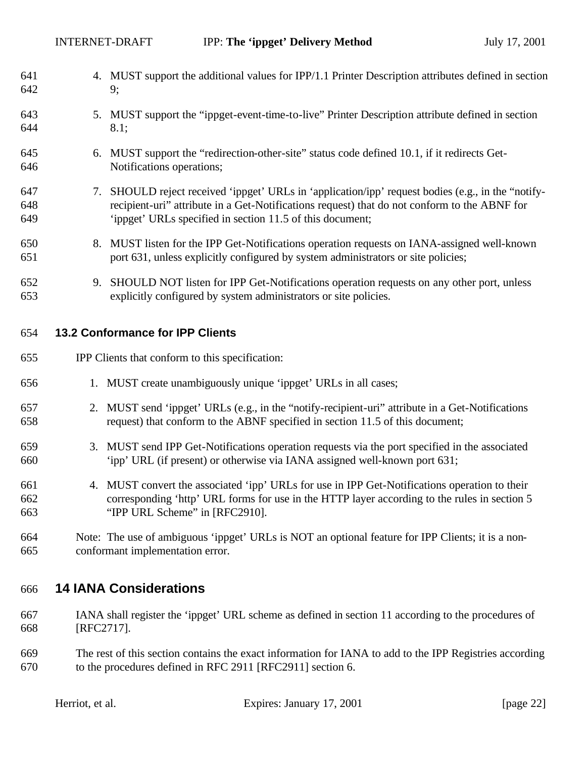4. MUST support the additional values for IPP/1.1 Printer Description attributes defined in section 9;

5. MUST support the "ippget-event-time-to-live" Printer Description attribute defined in section 8.1;

6. MUST support the "redirection-other-site" status code defined 10.1, if it redirects Get-Notifications operations;

7. SHOULD reject received 'ippget' URLs in 'application/ipp' request bodies (e.g., in the "notify-recipient-uri" attribute in a Get-Notifications request) that do not conform to the ABNF for 'ippget' URLs specified in section 11.5 of this document;

8. MUST listen for the IPP Get-Notifications operation requests on IANA-assigned well-known port 631, unless explicitly configured by system administrators or site policies;

9. SHOULD NOT listen for IPP Get-Notifications operation requests on any other port, unless explicitly configured by system administrators or site policies.

### 13.2 Conformance for IPP Clients

IPP Clients that conform to this specification:

1. MUST create unambiguously unique 'ippget' URLs in all cases;

2. MUST send 'ippget' URLs (e.g., in the "notify-recipient-uri" attribute in a Get-Notifications request) that conform to the ABNF specified in section 11.5 of this document;

3. MUST send IPP Get-Notifications operation requests via the port specified in the associated 'ipp' URL (if present) or otherwise via IANA assigned well-known port 631;

4. MUST convert the associated 'ipp' URLs for use in IPP Get-Notifications operation to their corresponding 'http' URL forms for use in the HTTP layer according to the rules in section 5 "IPP URL Scheme" in [RFC2910].

Note: The use of ambiguous 'ippget' URLs is NOT an optional feature for IPP Clients; it is a non-conformant implementation error.

## 14 IANA Considerations

IANA shall register the 'ippget' URL scheme as defined in section 11 according to the procedures of [RFC2717].

The rest of this section contains the exact information for IANA to add to the IPP Registries according to the procedures defined in RFC 2911 [RFC2911] section 6.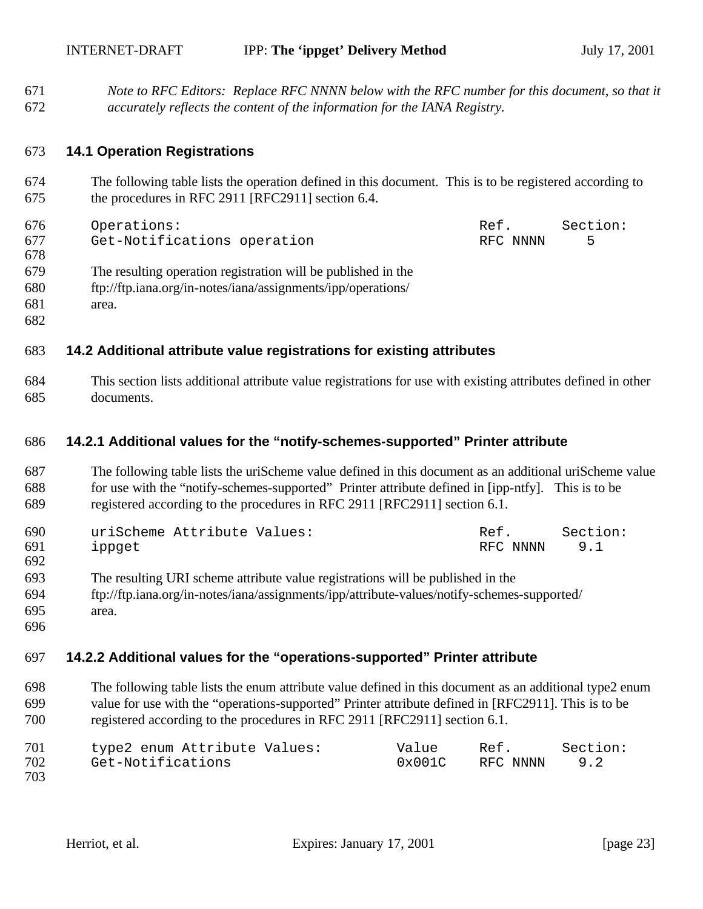*Note to RFC Editors: Replace RFC NNNN below with the RFC number for this document, so that it accurately reflects the content of the information for the IANA Registry.*

### 14.1 Operation Registrations

The following table lists the operation defined in this document. This is to be registered according to the procedures in RFC 2911 [RFC2911] section 6.4.

```
Operations:                                      Ref.      Section:
Get-Notifications operation                      RFC NNNN     5
```

The resulting operation registration will be published in the ftp://ftp.iana.org/in-notes/iana/assignments/ipp/operations/ area.

### 14.2 Additional attribute value registrations for existing attributes

This section lists additional attribute value registrations for use with existing attributes defined in other documents.

#### 14.2.1 Additional values for the "notify-schemes-supported" Printer attribute

The following table lists the uriScheme value defined in this document as an additional uriScheme value for use with the "notify-schemes-supported" Printer attribute defined in [ipp-ntfy]. This is to be registered according to the procedures in RFC 2911 [RFC2911] section 6.1.

```
uriScheme Attribute Values:                      Ref.      Section:
ippget                                           RFC NNNN    9.1
```

The resulting URI scheme attribute value registrations will be published in the ftp://ftp.iana.org/in-notes/iana/assignments/ipp/attribute-values/notify-schemes-supported/ area.

#### 14.2.2 Additional values for the "operations-supported" Printer attribute

The following table lists the enum attribute value defined in this document as an additional type2 enum value for use with the "operations-supported" Printer attribute defined in [RFC2911]. This is to be registered according to the procedures in RFC 2911 [RFC2911] section 6.1.

```
type2 enum Attribute Values:          Value     Ref.      Section:
Get-Notifications                     0x001C    RFC NNNN    9.2
```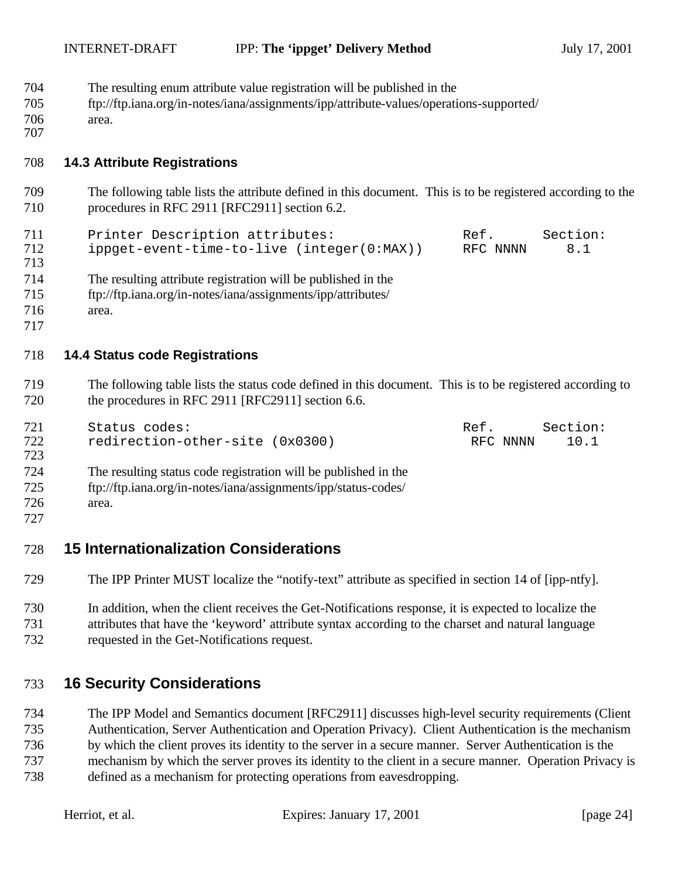The resulting enum attribute value registration will be published in the ftp://ftp.iana.org/in-notes/iana/assignments/ipp/attribute-values/operations-supported/ area.

### 14.3 Attribute Registrations

The following table lists the attribute defined in this document. This is to be registered according to the procedures in RFC 2911 [RFC2911] section 6.2.

```
Printer Description attributes:                Ref.      Section:
ippget-event-time-to-live (integer(0:MAX))     RFC NNNN     8.1
```

The resulting attribute registration will be published in the ftp://ftp.iana.org/in-notes/iana/assignments/ipp/attributes/ area.

### 14.4 Status code Registrations

The following table lists the status code defined in this document. This is to be registered according to the procedures in RFC 2911 [RFC2911] section 6.6.

```
Status codes:                                  Ref.      Section:
redirection-other-site (0x0300)                 RFC NNNN    10.1
```

The resulting status code registration will be published in the ftp://ftp.iana.org/in-notes/iana/assignments/ipp/status-codes/ area.

## 15 Internationalization Considerations

The IPP Printer MUST localize the “notify-text” attribute as specified in section 14 of [ipp-ntfy].

In addition, when the client receives the Get-Notifications response, it is expected to localize the attributes that have the ‘keyword’ attribute syntax according to the charset and natural language requested in the Get-Notifications request.

## 16 Security Considerations

The IPP Model and Semantics document [RFC2911] discusses high-level security requirements (Client Authentication, Server Authentication and Operation Privacy). Client Authentication is the mechanism by which the client proves its identity to the server in a secure manner. Server Authentication is the mechanism by which the server proves its identity to the client in a secure manner. Operation Privacy is defined as a mechanism for protecting operations from eavesdropping.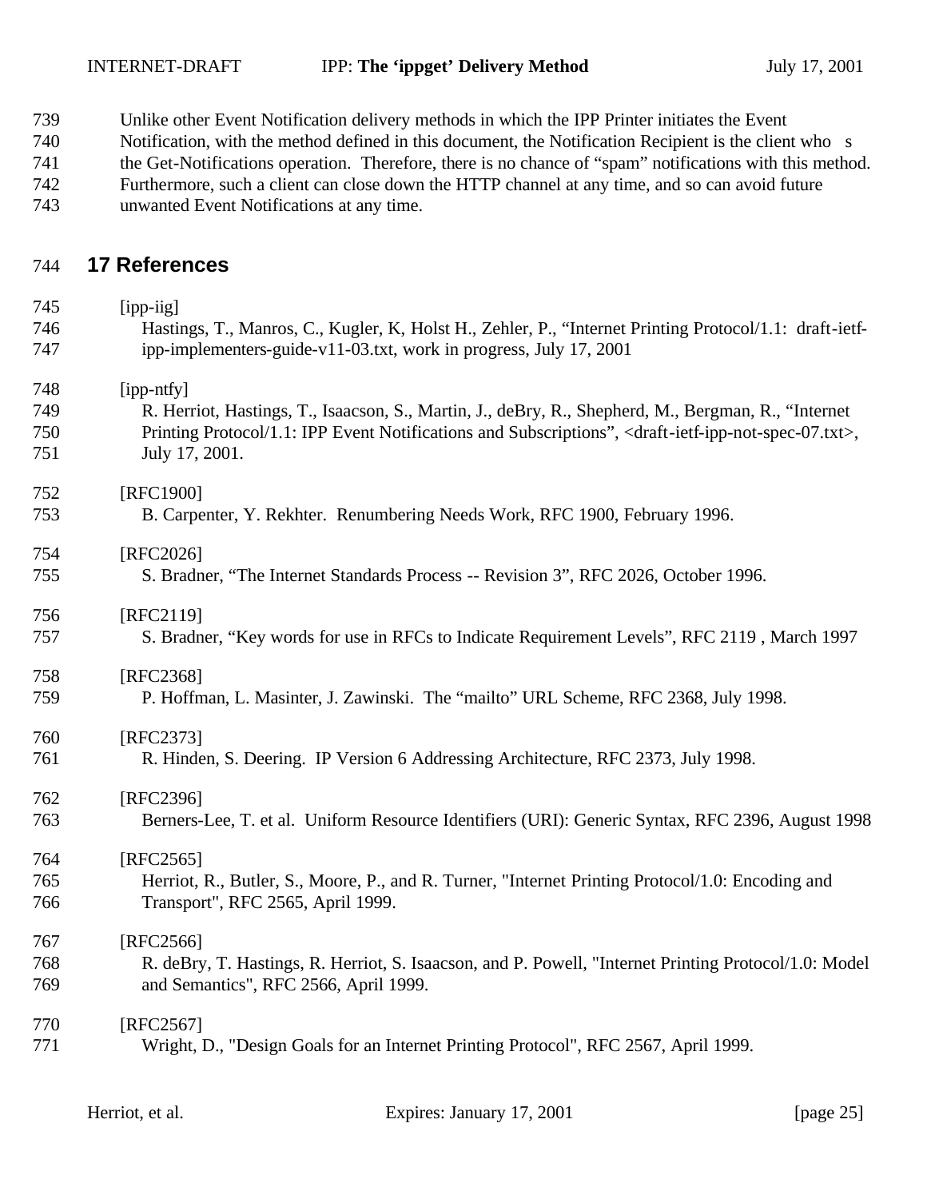Unlike other Event Notification delivery methods in which the IPP Printer initiates the Event Notification, with the method defined in this document, the Notification Recipient is the client who s the Get-Notifications operation. Therefore, there is no chance of "spam" notifications with this method. Furthermore, such a client can close down the HTTP channel at any time, and so can avoid future unwanted Event Notifications at any time.

# 17 References

[ipp-iig]
Hastings, T., Manros, C., Kugler, K, Holst H., Zehler, P., "Internet Printing Protocol/1.1: draft-ietf-ipp-implementers-guide-v11-03.txt, work in progress, July 17, 2001

[ipp-ntfy]
R. Herriot, Hastings, T., Isaacson, S., Martin, J., deBry, R., Shepherd, M., Bergman, R., "Internet Printing Protocol/1.1: IPP Event Notifications and Subscriptions", <draft-ietf-ipp-not-spec-07.txt>, July 17, 2001.

[RFC1900]
B. Carpenter, Y. Rekhter. Renumbering Needs Work, RFC 1900, February 1996.

[RFC2026]
S. Bradner, "The Internet Standards Process -- Revision 3", RFC 2026, October 1996.

[RFC2119]
S. Bradner, "Key words for use in RFCs to Indicate Requirement Levels", RFC 2119 , March 1997

[RFC2368]
P. Hoffman, L. Masinter, J. Zawinski. The "mailto" URL Scheme, RFC 2368, July 1998.

[RFC2373]
R. Hinden, S. Deering. IP Version 6 Addressing Architecture, RFC 2373, July 1998.

[RFC2396]
Berners-Lee, T. et al. Uniform Resource Identifiers (URI): Generic Syntax, RFC 2396, August 1998

[RFC2565]
Herriot, R., Butler, S., Moore, P., and R. Turner, "Internet Printing Protocol/1.0: Encoding and Transport", RFC 2565, April 1999.

[RFC2566]
R. deBry, T. Hastings, R. Herriot, S. Isaacson, and P. Powell, "Internet Printing Protocol/1.0: Model and Semantics", RFC 2566, April 1999.

[RFC2567]
Wright, D., "Design Goals for an Internet Printing Protocol", RFC 2567, April 1999.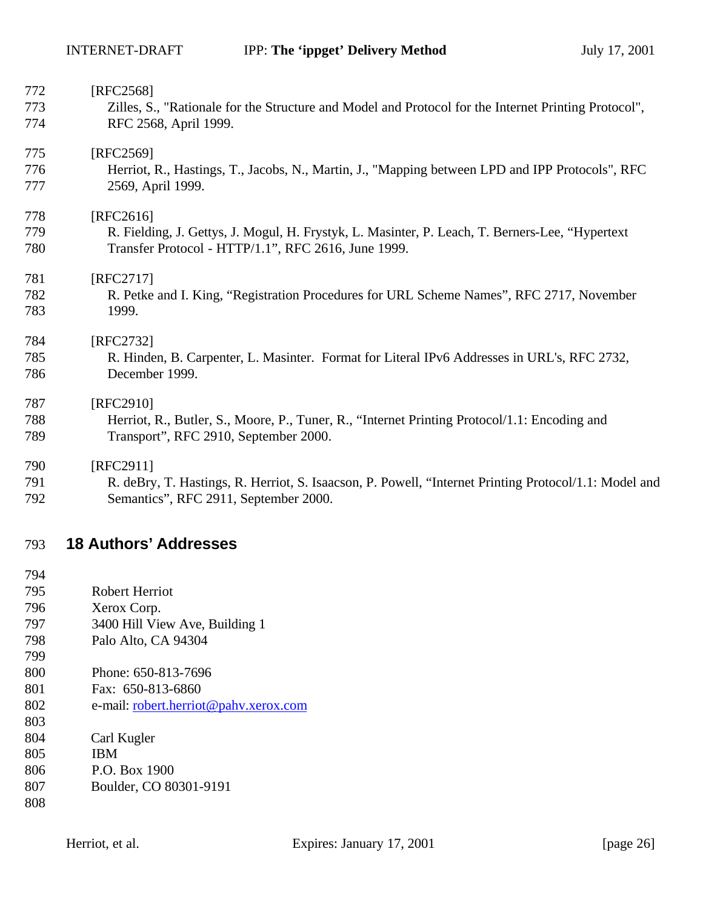[RFC2568]
Zilles, S., "Rationale for the Structure and Model and Protocol for the Internet Printing Protocol", RFC 2568, April 1999.

[RFC2569]
Herriot, R., Hastings, T., Jacobs, N., Martin, J., "Mapping between LPD and IPP Protocols", RFC 2569, April 1999.

[RFC2616]
R. Fielding, J. Gettys, J. Mogul, H. Frystyk, L. Masinter, P. Leach, T. Berners-Lee, “Hypertext Transfer Protocol - HTTP/1.1”, RFC 2616, June 1999.

[RFC2717]
R. Petke and I. King, “Registration Procedures for URL Scheme Names”, RFC 2717, November 1999.

[RFC2732]
R. Hinden, B. Carpenter, L. Masinter. Format for Literal IPv6 Addresses in URL's, RFC 2732, December 1999.

[RFC2910]
Herriot, R., Butler, S., Moore, P., Tuner, R., “Internet Printing Protocol/1.1: Encoding and Transport”, RFC 2910, September 2000.

[RFC2911]
R. deBry, T. Hastings, R. Herriot, S. Isaacson, P. Powell, “Internet Printing Protocol/1.1: Model and Semantics”, RFC 2911, September 2000.

# 18 Authors' Addresses

Robert Herriot
Xerox Corp.
3400 Hill View Ave, Building 1
Palo Alto, CA 94304

Phone: 650-813-7696
Fax: 650-813-6860
e-mail: robert.herriot@pahv.xerox.com

Carl Kugler
IBM
P.O. Box 1900
Boulder, CO 80301-9191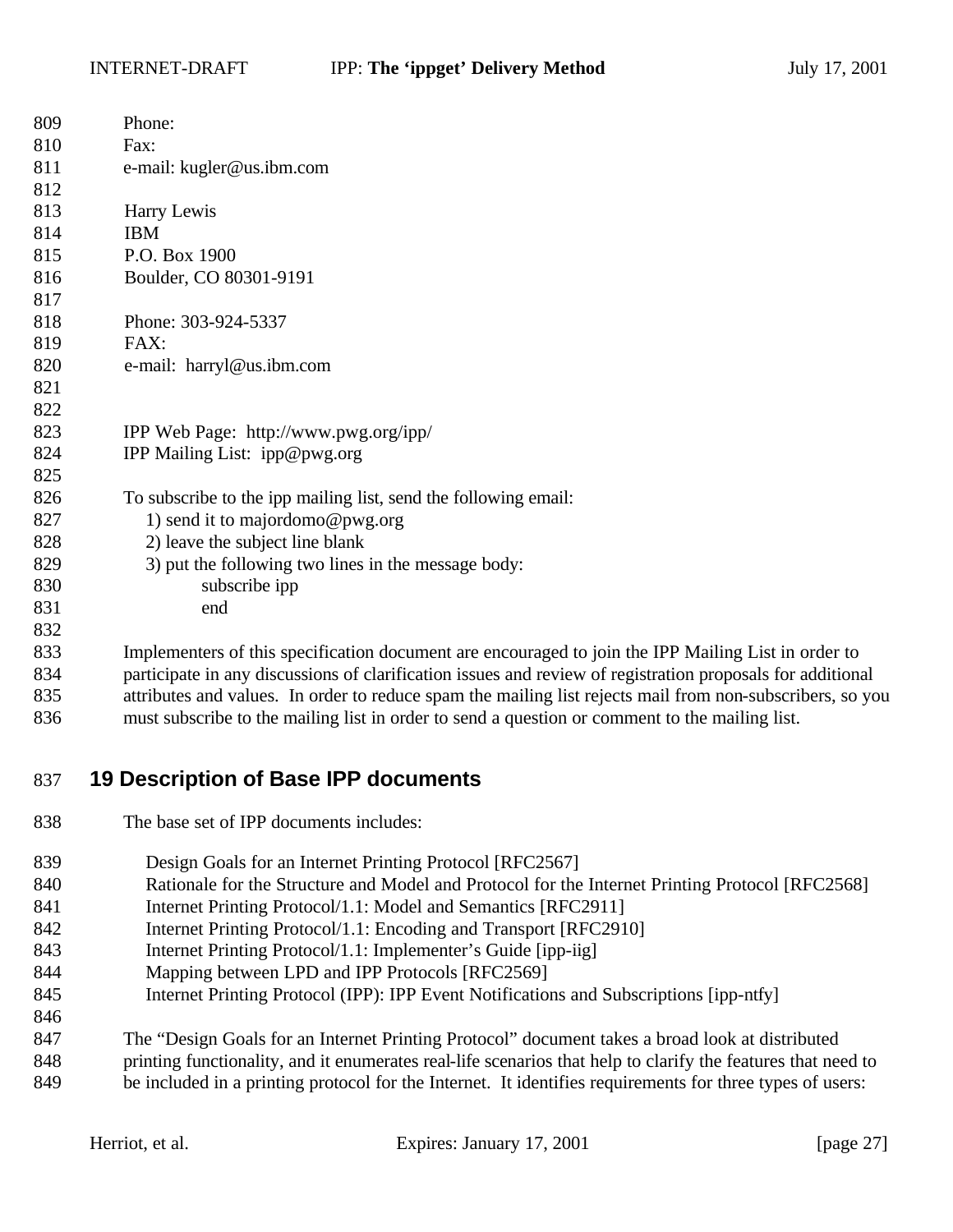Phone:
Fax:
e-mail: kugler@us.ibm.com

Harry Lewis
IBM
P.O. Box 1900
Boulder, CO 80301-9191

Phone: 303-924-5337
FAX:
e-mail: harryl@us.ibm.com

IPP Web Page: http://www.pwg.org/ipp/
IPP Mailing List: ipp@pwg.org

To subscribe to the ipp mailing list, send the following email:

1) send it to majordomo@pwg.org
2) leave the subject line blank
3) put the following two lines in the message body:

    subscribe ipp
    end

Implementers of this specification document are encouraged to join the IPP Mailing List in order to participate in any discussions of clarification issues and review of registration proposals for additional attributes and values. In order to reduce spam the mailing list rejects mail from non-subscribers, so you must subscribe to the mailing list in order to send a question or comment to the mailing list.

# 19 Description of Base IPP documents

The base set of IPP documents includes:

- Design Goals for an Internet Printing Protocol [RFC2567]
- Rationale for the Structure and Model and Protocol for the Internet Printing Protocol [RFC2568]
- Internet Printing Protocol/1.1: Model and Semantics [RFC2911]
- Internet Printing Protocol/1.1: Encoding and Transport [RFC2910]
- Internet Printing Protocol/1.1: Implementer's Guide [ipp-iig]
- Mapping between LPD and IPP Protocols [RFC2569]
- Internet Printing Protocol (IPP): IPP Event Notifications and Subscriptions [ipp-ntfy]

The "Design Goals for an Internet Printing Protocol" document takes a broad look at distributed printing functionality, and it enumerates real-life scenarios that help to clarify the features that need to be included in a printing protocol for the Internet. It identifies requirements for three types of users: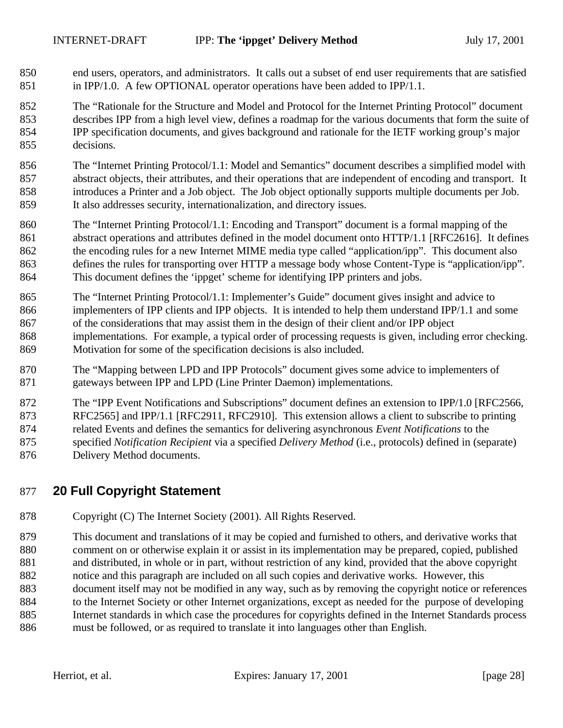end users, operators, and administrators. It calls out a subset of end user requirements that are satisfied in IPP/1.0. A few OPTIONAL operator operations have been added to IPP/1.1.

The "Rationale for the Structure and Model and Protocol for the Internet Printing Protocol" document describes IPP from a high level view, defines a roadmap for the various documents that form the suite of IPP specification documents, and gives background and rationale for the IETF working group's major decisions.

The "Internet Printing Protocol/1.1: Model and Semantics" document describes a simplified model with abstract objects, their attributes, and their operations that are independent of encoding and transport. It introduces a Printer and a Job object. The Job object optionally supports multiple documents per Job. It also addresses security, internationalization, and directory issues.

The "Internet Printing Protocol/1.1: Encoding and Transport" document is a formal mapping of the abstract operations and attributes defined in the model document onto HTTP/1.1 [RFC2616]. It defines the encoding rules for a new Internet MIME media type called "application/ipp". This document also defines the rules for transporting over HTTP a message body whose Content-Type is "application/ipp". This document defines the 'ippget' scheme for identifying IPP printers and jobs.

The "Internet Printing Protocol/1.1: Implementer's Guide" document gives insight and advice to implementers of IPP clients and IPP objects. It is intended to help them understand IPP/1.1 and some of the considerations that may assist them in the design of their client and/or IPP object implementations. For example, a typical order of processing requests is given, including error checking. Motivation for some of the specification decisions is also included.

The "Mapping between LPD and IPP Protocols" document gives some advice to implementers of gateways between IPP and LPD (Line Printer Daemon) implementations.

The "IPP Event Notifications and Subscriptions" document defines an extension to IPP/1.0 [RFC2566, RFC2565] and IPP/1.1 [RFC2911, RFC2910]. This extension allows a client to subscribe to printing related Events and defines the semantics for delivering asynchronous *Event Notifications* to the specified *Notification Recipient* via a specified *Delivery Method* (i.e., protocols) defined in (separate) Delivery Method documents.

# 20 Full Copyright Statement

Copyright (C) The Internet Society (2001). All Rights Reserved.

This document and translations of it may be copied and furnished to others, and derivative works that comment on or otherwise explain it or assist in its implementation may be prepared, copied, published and distributed, in whole or in part, without restriction of any kind, provided that the above copyright notice and this paragraph are included on all such copies and derivative works. However, this document itself may not be modified in any way, such as by removing the copyright notice or references to the Internet Society or other Internet organizations, except as needed for the purpose of developing Internet standards in which case the procedures for copyrights defined in the Internet Standards process must be followed, or as required to translate it into languages other than English.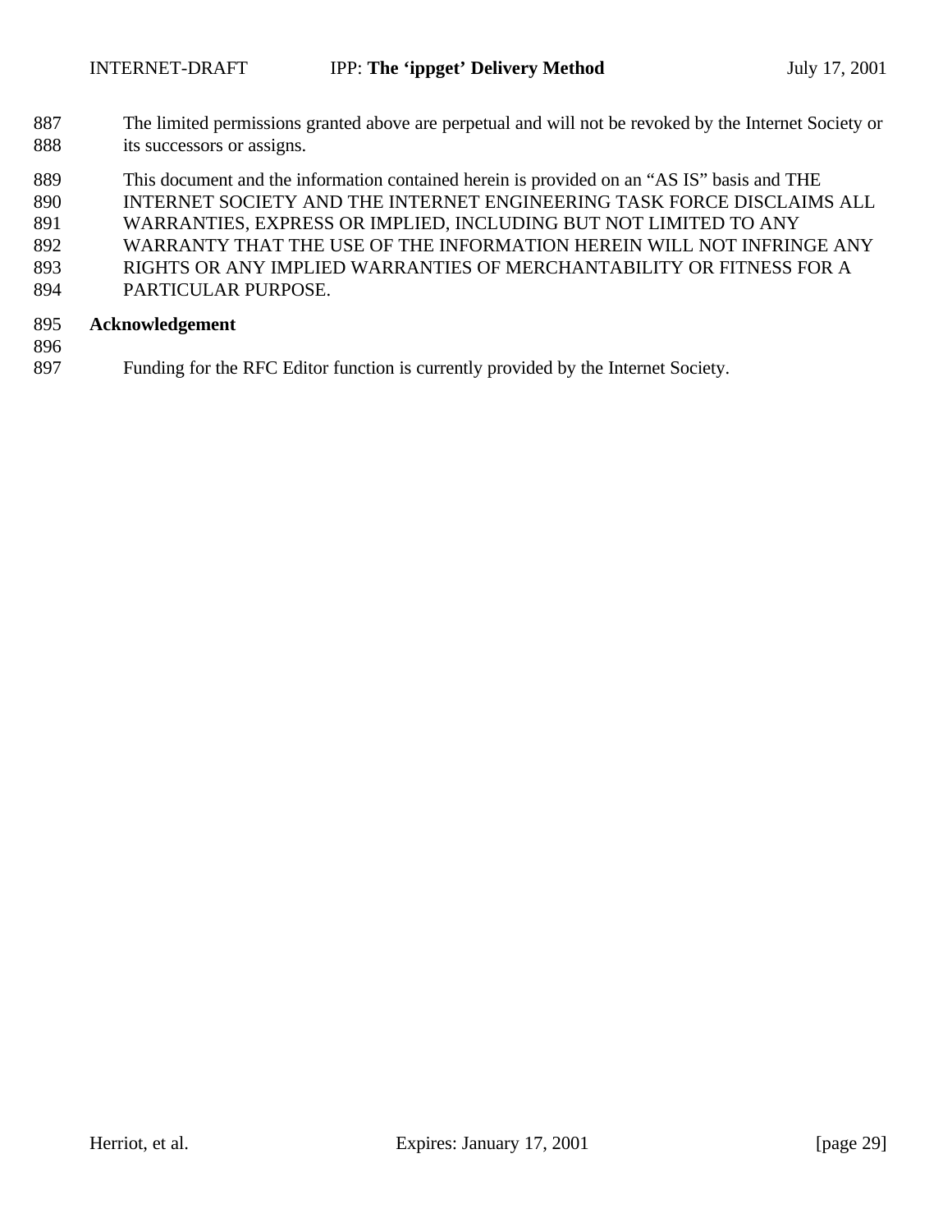The limited permissions granted above are perpetual and will not be revoked by the Internet Society or its successors or assigns.

This document and the information contained herein is provided on an "AS IS" basis and THE INTERNET SOCIETY AND THE INTERNET ENGINEERING TASK FORCE DISCLAIMS ALL WARRANTIES, EXPRESS OR IMPLIED, INCLUDING BUT NOT LIMITED TO ANY WARRANTY THAT THE USE OF THE INFORMATION HEREIN WILL NOT INFRINGE ANY RIGHTS OR ANY IMPLIED WARRANTIES OF MERCHANTABILITY OR FITNESS FOR A PARTICULAR PURPOSE.

**Acknowledgement**

Funding for the RFC Editor function is currently provided by the Internet Society.